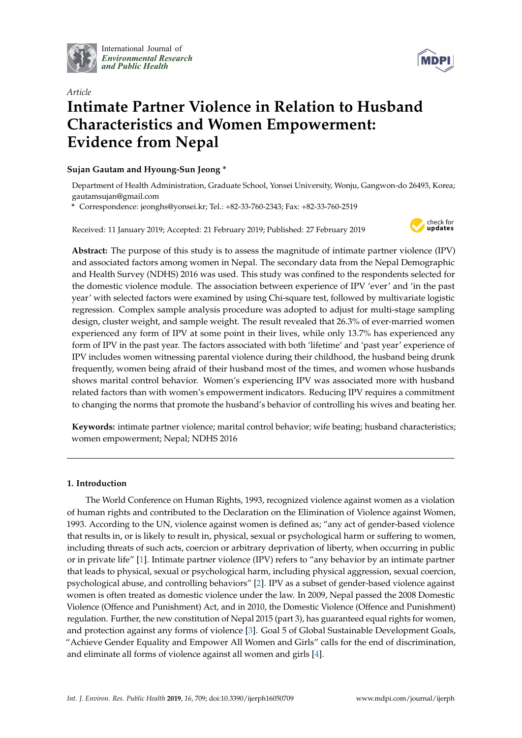International Journal of *Environmental Research and Public Health*

*Article*

# Intimate Partner Violence in Relation to Husband Characteristics and Women Empowerment: Evidence from Nepal

**Sujan Gautam and Hyoung-Sun Jeong \***

Department of Health Administration, Graduate School, Yonsei University, Wonju, Gangwon-do 26493, Korea; gautamsujan@gmail.com

\* Correspondence: jeonghs@yonsei.kr; Tel.: +82-33-760-2343; Fax: +82-33-760-2519

Received: 11 January 2019; Accepted: 21 February 2019; Published: 27 February 2019

**Abstract:** The purpose of this study is to assess the magnitude of intimate partner violence (IPV) and associated factors among women in Nepal. The secondary data from the Nepal Demographic and Health Survey (NDHS) 2016 was used. This study was confined to the respondents selected for the domestic violence module. The association between experience of IPV 'ever' and 'in the past year' with selected factors were examined by using Chi-square test, followed by multivariate logistic regression. Complex sample analysis procedure was adopted to adjust for multi-stage sampling design, cluster weight, and sample weight. The result revealed that 26.3% of ever-married women experienced any form of IPV at some point in their lives, while only 13.7% has experienced any form of IPV in the past year. The factors associated with both 'lifetime' and 'past year' experience of IPV includes women witnessing parental violence during their childhood, the husband being drunk frequently, women being afraid of their husband most of the times, and women whose husbands shows marital control behavior. Women's experiencing IPV was associated more with husband related factors than with women's empowerment indicators. Reducing IPV requires a commitment to changing the norms that promote the husband's behavior of controlling his wives and beating her.

**Keywords:** intimate partner violence; marital control behavior; wife beating; husband characteristics; women empowerment; Nepal; NDHS 2016

## 1. Introduction

The World Conference on Human Rights, 1993, recognized violence against women as a violation of human rights and contributed to the Declaration on the Elimination of Violence against Women, 1993. According to the UN, violence against women is defined as; "any act of gender-based violence that results in, or is likely to result in, physical, sexual or psychological harm or suffering to women, including threats of such acts, coercion or arbitrary deprivation of liberty, when occurring in public or in private life" [1]. Intimate partner violence (IPV) refers to "any behavior by an intimate partner that leads to physical, sexual or psychological harm, including physical aggression, sexual coercion, psychological abuse, and controlling behaviors" [2]. IPV as a subset of gender-based violence against women is often treated as domestic violence under the law. In 2009, Nepal passed the 2008 Domestic Violence (Offence and Punishment) Act, and in 2010, the Domestic Violence (Offence and Punishment) regulation. Further, the new constitution of Nepal 2015 (part 3), has guaranteed equal rights for women, and protection against any forms of violence [3]. Goal 5 of Global Sustainable Development Goals, "Achieve Gender Equality and Empower All Women and Girls" calls for the end of discrimination, and eliminate all forms of violence against all women and girls [4].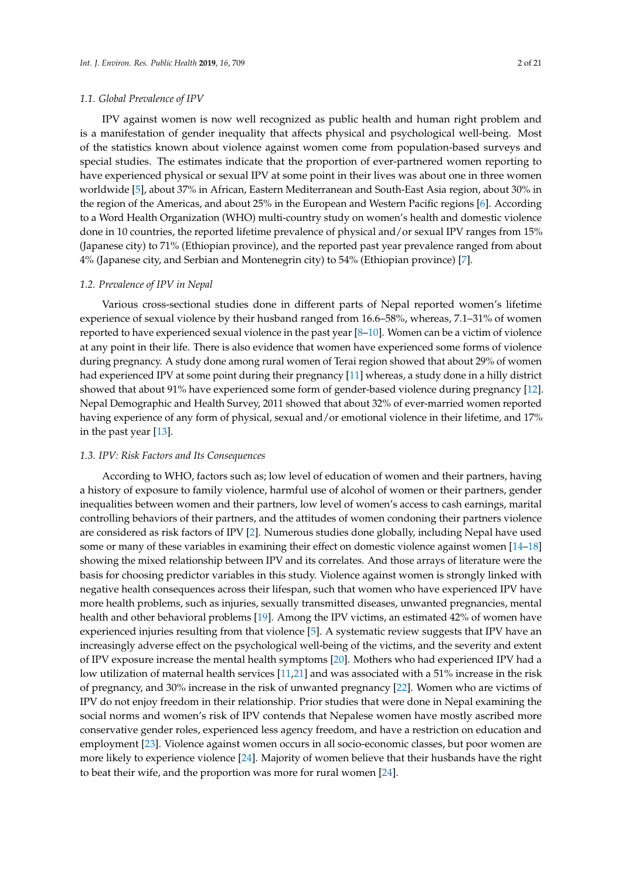### 1.1. Global Prevalence of IPV

IPV against women is now well recognized as public health and human right problem and is a manifestation of gender inequality that affects physical and psychological well-being. Most of the statistics known about violence against women come from population-based surveys and special studies. The estimates indicate that the proportion of ever-partnered women reporting to have experienced physical or sexual IPV at some point in their lives was about one in three women worldwide [5], about 37% in African, Eastern Mediterranean and South-East Asia region, about 30% in the region of the Americas, and about 25% in the European and Western Pacific regions [6]. According to a Word Health Organization (WHO) multi-country study on women's health and domestic violence done in 10 countries, the reported lifetime prevalence of physical and/or sexual IPV ranges from 15% (Japanese city) to 71% (Ethiopian province), and the reported past year prevalence ranged from about 4% (Japanese city, and Serbian and Montenegrin city) to 54% (Ethiopian province) [7].

### 1.2. Prevalence of IPV in Nepal

Various cross-sectional studies done in different parts of Nepal reported women's lifetime experience of sexual violence by their husband ranged from 16.6–58%, whereas, 7.1–31% of women reported to have experienced sexual violence in the past year [8–10]. Women can be a victim of violence at any point in their life. There is also evidence that women have experienced some forms of violence during pregnancy. A study done among rural women of Terai region showed that about 29% of women had experienced IPV at some point during their pregnancy [11] whereas, a study done in a hilly district showed that about 91% have experienced some form of gender-based violence during pregnancy [12]. Nepal Demographic and Health Survey, 2011 showed that about 32% of ever-married women reported having experience of any form of physical, sexual and/or emotional violence in their lifetime, and 17% in the past year [13].

### 1.3. IPV: Risk Factors and Its Consequences

According to WHO, factors such as; low level of education of women and their partners, having a history of exposure to family violence, harmful use of alcohol of women or their partners, gender inequalities between women and their partners, low level of women's access to cash earnings, marital controlling behaviors of their partners, and the attitudes of women condoning their partners violence are considered as risk factors of IPV [2]. Numerous studies done globally, including Nepal have used some or many of these variables in examining their effect on domestic violence against women [14–18] showing the mixed relationship between IPV and its correlates. And those arrays of literature were the basis for choosing predictor variables in this study. Violence against women is strongly linked with negative health consequences across their lifespan, such that women who have experienced IPV have more health problems, such as injuries, sexually transmitted diseases, unwanted pregnancies, mental health and other behavioral problems [19]. Among the IPV victims, an estimated 42% of women have experienced injuries resulting from that violence [5]. A systematic review suggests that IPV have an increasingly adverse effect on the psychological well-being of the victims, and the severity and extent of IPV exposure increase the mental health symptoms [20]. Mothers who had experienced IPV had a low utilization of maternal health services [11,21] and was associated with a 51% increase in the risk of pregnancy, and 30% increase in the risk of unwanted pregnancy [22]. Women who are victims of IPV do not enjoy freedom in their relationship. Prior studies that were done in Nepal examining the social norms and women's risk of IPV contends that Nepalese women have mostly ascribed more conservative gender roles, experienced less agency freedom, and have a restriction on education and employment [23]. Violence against women occurs in all socio-economic classes, but poor women are more likely to experience violence [24]. Majority of women believe that their husbands have the right to beat their wife, and the proportion was more for rural women [24].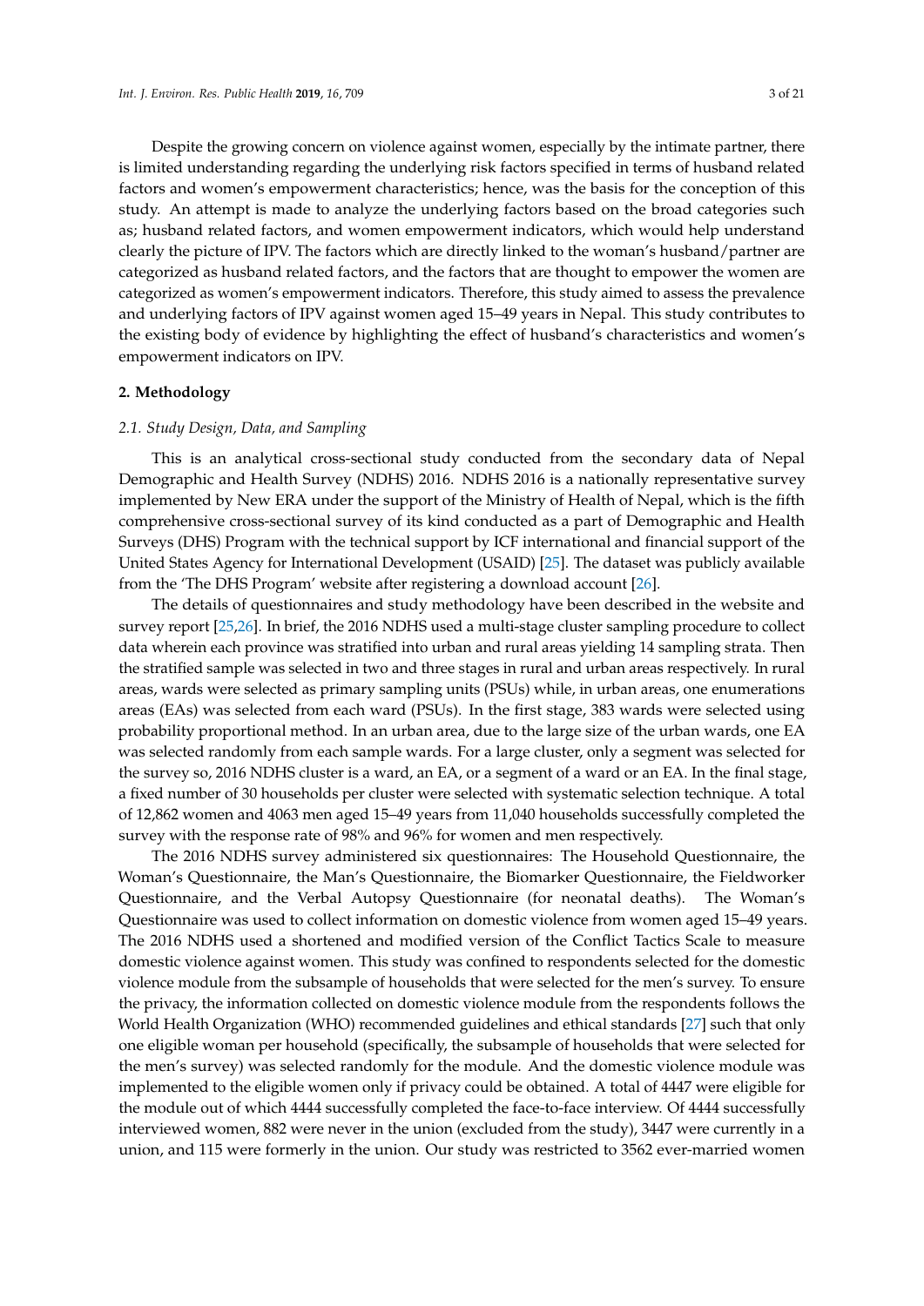Despite the growing concern on violence against women, especially by the intimate partner, there is limited understanding regarding the underlying risk factors specified in terms of husband related factors and women's empowerment characteristics; hence, was the basis for the conception of this study. An attempt is made to analyze the underlying factors based on the broad categories such as; husband related factors, and women empowerment indicators, which would help understand clearly the picture of IPV. The factors which are directly linked to the woman's husband/partner are categorized as husband related factors, and the factors that are thought to empower the women are categorized as women's empowerment indicators. Therefore, this study aimed to assess the prevalence and underlying factors of IPV against women aged 15–49 years in Nepal. This study contributes to the existing body of evidence by highlighting the effect of husband's characteristics and women's empowerment indicators on IPV.

## 2. Methodology

### *2.1. Study Design, Data, and Sampling*

This is an analytical cross-sectional study conducted from the secondary data of Nepal Demographic and Health Survey (NDHS) 2016. NDHS 2016 is a nationally representative survey implemented by New ERA under the support of the Ministry of Health of Nepal, which is the fifth comprehensive cross-sectional survey of its kind conducted as a part of Demographic and Health Surveys (DHS) Program with the technical support by ICF international and financial support of the United States Agency for International Development (USAID) [25]. The dataset was publicly available from the 'The DHS Program' website after registering a download account [26].

The details of questionnaires and study methodology have been described in the website and survey report [25,26]. In brief, the 2016 NDHS used a multi-stage cluster sampling procedure to collect data wherein each province was stratified into urban and rural areas yielding 14 sampling strata. Then the stratified sample was selected in two and three stages in rural and urban areas respectively. In rural areas, wards were selected as primary sampling units (PSUs) while, in urban areas, one enumerations areas (EAs) was selected from each ward (PSUs). In the first stage, 383 wards were selected using probability proportional method. In an urban area, due to the large size of the urban wards, one EA was selected randomly from each sample wards. For a large cluster, only a segment was selected for the survey so, 2016 NDHS cluster is a ward, an EA, or a segment of a ward or an EA. In the final stage, a fixed number of 30 households per cluster were selected with systematic selection technique. A total of 12,862 women and 4063 men aged 15–49 years from 11,040 households successfully completed the survey with the response rate of 98% and 96% for women and men respectively.

The 2016 NDHS survey administered six questionnaires: The Household Questionnaire, the Woman's Questionnaire, the Man's Questionnaire, the Biomarker Questionnaire, the Fieldworker Questionnaire, and the Verbal Autopsy Questionnaire (for neonatal deaths). The Woman's Questionnaire was used to collect information on domestic violence from women aged 15–49 years. The 2016 NDHS used a shortened and modified version of the Conflict Tactics Scale to measure domestic violence against women. This study was confined to respondents selected for the domestic violence module from the subsample of households that were selected for the men's survey. To ensure the privacy, the information collected on domestic violence module from the respondents follows the World Health Organization (WHO) recommended guidelines and ethical standards [27] such that only one eligible woman per household (specifically, the subsample of households that were selected for the men's survey) was selected randomly for the module. And the domestic violence module was implemented to the eligible women only if privacy could be obtained. A total of 4447 were eligible for the module out of which 4444 successfully completed the face-to-face interview. Of 4444 successfully interviewed women, 882 were never in the union (excluded from the study), 3447 were currently in a union, and 115 were formerly in the union. Our study was restricted to 3562 ever-married women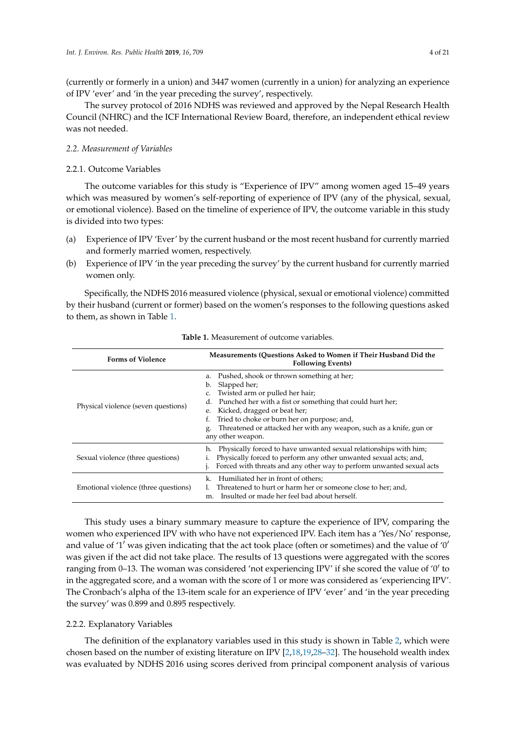(currently or formerly in a union) and 3447 women (currently in a union) for analyzing an experience of IPV 'ever' and 'in the year preceding the survey', respectively.

The survey protocol of 2016 NDHS was reviewed and approved by the Nepal Research Health Council (NHRC) and the ICF International Review Board, therefore, an independent ethical review was not needed.

### *2.2. Measurement of Variables*

#### 2.2.1. Outcome Variables

The outcome variables for this study is "Experience of IPV" among women aged 15–49 years which was measured by women's self-reporting of experience of IPV (any of the physical, sexual, or emotional violence). Based on the timeline of experience of IPV, the outcome variable in this study is divided into two types:

(a) Experience of IPV 'Ever' by the current husband or the most recent husband for currently married and formerly married women, respectively.
(b) Experience of IPV 'in the year preceding the survey' by the current husband for currently married women only.

Specifically, the NDHS 2016 measured violence (physical, sexual or emotional violence) committed by their husband (current or former) based on the women's responses to the following questions asked to them, as shown in Table 1.

**Table 1.** Measurement of outcome variables.

| Forms of Violence | Measurements (Questions Asked to Women if Their Husband Did the Following Events) |
|---|---|
| Physical violence (seven questions) | a. Pushed, shook or thrown something at her; b. Slapped her; c. Twisted arm or pulled her hair; d. Punched her with a fist or something that could hurt her; e. Kicked, dragged or beat her; f. Tried to choke or burn her on purpose; and, g. Threatened or attacked her with any weapon, such as a knife, gun or any other weapon. |
| Sexual violence (three questions) | h. Physically forced to have unwanted sexual relationships with him; i. Physically forced to perform any other unwanted sexual acts; and, j. Forced with threats and any other way to perform unwanted sexual acts |
| Emotional violence (three questions) | k. Humiliated her in front of others; l. Threatened to hurt or harm her or someone close to her; and, m. Insulted or made her feel bad about herself. |

This study uses a binary summary measure to capture the experience of IPV, comparing the women who experienced IPV with who have not experienced IPV. Each item has a 'Yes/No' response, and value of '1' was given indicating that the act took place (often or sometimes) and the value of '0' was given if the act did not take place. The results of 13 questions were aggregated with the scores ranging from 0–13. The woman was considered 'not experiencing IPV' if she scored the value of '0' to in the aggregated score, and a woman with the score of 1 or more was considered as 'experiencing IPV'. The Cronbach's alpha of the 13-item scale for an experience of IPV 'ever' and 'in the year preceding the survey' was 0.899 and 0.895 respectively.

#### 2.2.2. Explanatory Variables

The definition of the explanatory variables used in this study is shown in Table 2, which were chosen based on the number of existing literature on IPV [2,18,19,28–32]. The household wealth index was evaluated by NDHS 2016 using scores derived from principal component analysis of various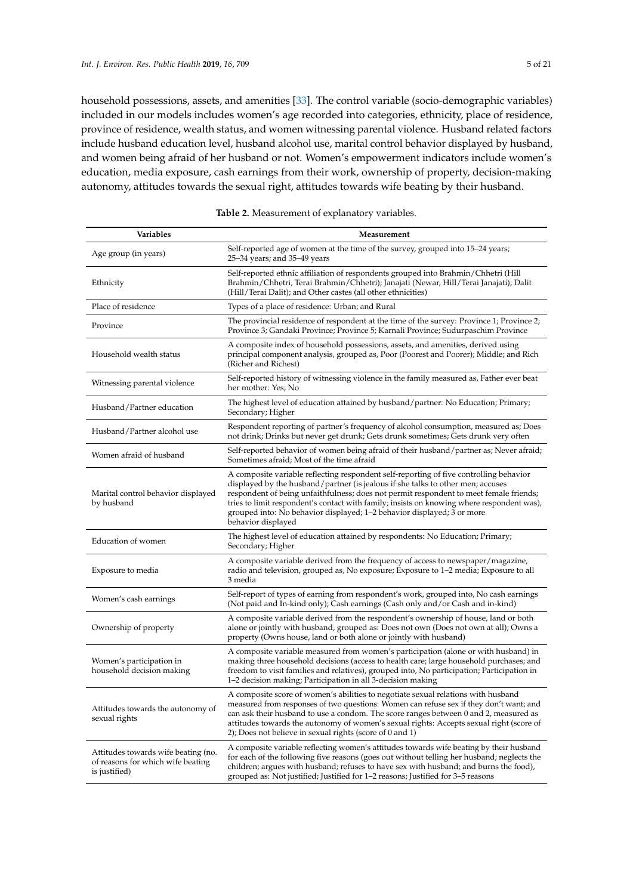household possessions, assets, and amenities [33]. The control variable (socio-demographic variables) included in our models includes women's age recorded into categories, ethnicity, place of residence, province of residence, wealth status, and women witnessing parental violence. Husband related factors include husband education level, husband alcohol use, marital control behavior displayed by husband, and women being afraid of her husband or not. Women's empowerment indicators include women's education, media exposure, cash earnings from their work, ownership of property, decision-making autonomy, attitudes towards the sexual right, attitudes towards wife beating by their husband.

**Table 2.** Measurement of explanatory variables.

| Variables | Measurement |
|---|---|
| Age group (in years) | Self-reported age of women at the time of the survey, grouped into 15–24 years; 25–34 years; and 35–49 years |
| Ethnicity | Self-reported ethnic affiliation of respondents grouped into Brahmin/Chhetri (Hill Brahmin/Chhetri, Terai Brahmin/Chhetri); Janajati (Newar, Hill/Terai Janajati); Dalit (Hill/Terai Dalit); and Other castes (all other ethnicities) |
| Place of residence | Types of a place of residence: Urban; and Rural |
| Province | The provincial residence of respondent at the time of the survey: Province 1; Province 2; Province 3; Gandaki Province; Province 5; Karnali Province; Sudurpaschim Province |
| Household wealth status | A composite index of household possessions, assets, and amenities, derived using principal component analysis, grouped as, Poor (Poorest and Poorer); Middle; and Rich (Richer and Richest) |
| Witnessing parental violence | Self-reported history of witnessing violence in the family measured as, Father ever beat her mother: Yes; No |
| Husband/Partner education | The highest level of education attained by husband/partner: No Education; Primary; Secondary; Higher |
| Husband/Partner alcohol use | Respondent reporting of partner's frequency of alcohol consumption, measured as; Does not drink; Drinks but never get drunk; Gets drunk sometimes; Gets drunk very often |
| Women afraid of husband | Self-reported behavior of women being afraid of their husband/partner as; Never afraid; Sometimes afraid; Most of the time afraid |
| Marital control behavior displayed by husband | A composite variable reflecting respondent self-reporting of five controlling behavior displayed by the husband/partner (is jealous if she talks to other men; accuses respondent of being unfaithfulness; does not permit respondent to meet female friends; tries to limit respondent's contact with family; insists on knowing where respondent was), grouped into: No behavior displayed; 1–2 behavior displayed; 3 or more behavior displayed |
| Education of women | The highest level of education attained by respondents: No Education; Primary; Secondary; Higher |
| Exposure to media | A composite variable derived from the frequency of access to newspaper/magazine, radio and television, grouped as, No exposure; Exposure to 1–2 media; Exposure to all 3 media |
| Women's cash earnings | Self-report of types of earning from respondent's work, grouped into, No cash earnings (Not paid and In-kind only); Cash earnings (Cash only and/or Cash and in-kind) |
| Ownership of property | A composite variable derived from the respondent's ownership of house, land or both alone or jointly with husband, grouped as: Does not own (Does not own at all); Owns a property (Owns house, land or both alone or jointly with husband) |
| Women's participation in household decision making | A composite variable measured from women's participation (alone or with husband) in making three household decisions (access to health care; large household purchases; and freedom to visit families and relatives), grouped into, No participation; Participation in 1–2 decision making; Participation in all 3-decision making |
| Attitudes towards the autonomy of sexual rights | A composite score of women's abilities to negotiate sexual relations with husband measured from responses of two questions: Women can refuse sex if they don't want; and can ask their husband to use a condom. The score ranges between 0 and 2, measured as attitudes towards the autonomy of women's sexual rights: Accepts sexual right (score of 2); Does not believe in sexual rights (score of 0 and 1) |
| Attitudes towards wife beating (no. of reasons for which wife beating is justified) | A composite variable reflecting women's attitudes towards wife beating by their husband for each of the following five reasons (goes out without telling her husband; neglects the children; argues with husband; refuses to have sex with husband; and burns the food), grouped as: Not justified; Justified for 1–2 reasons; Justified for 3–5 reasons |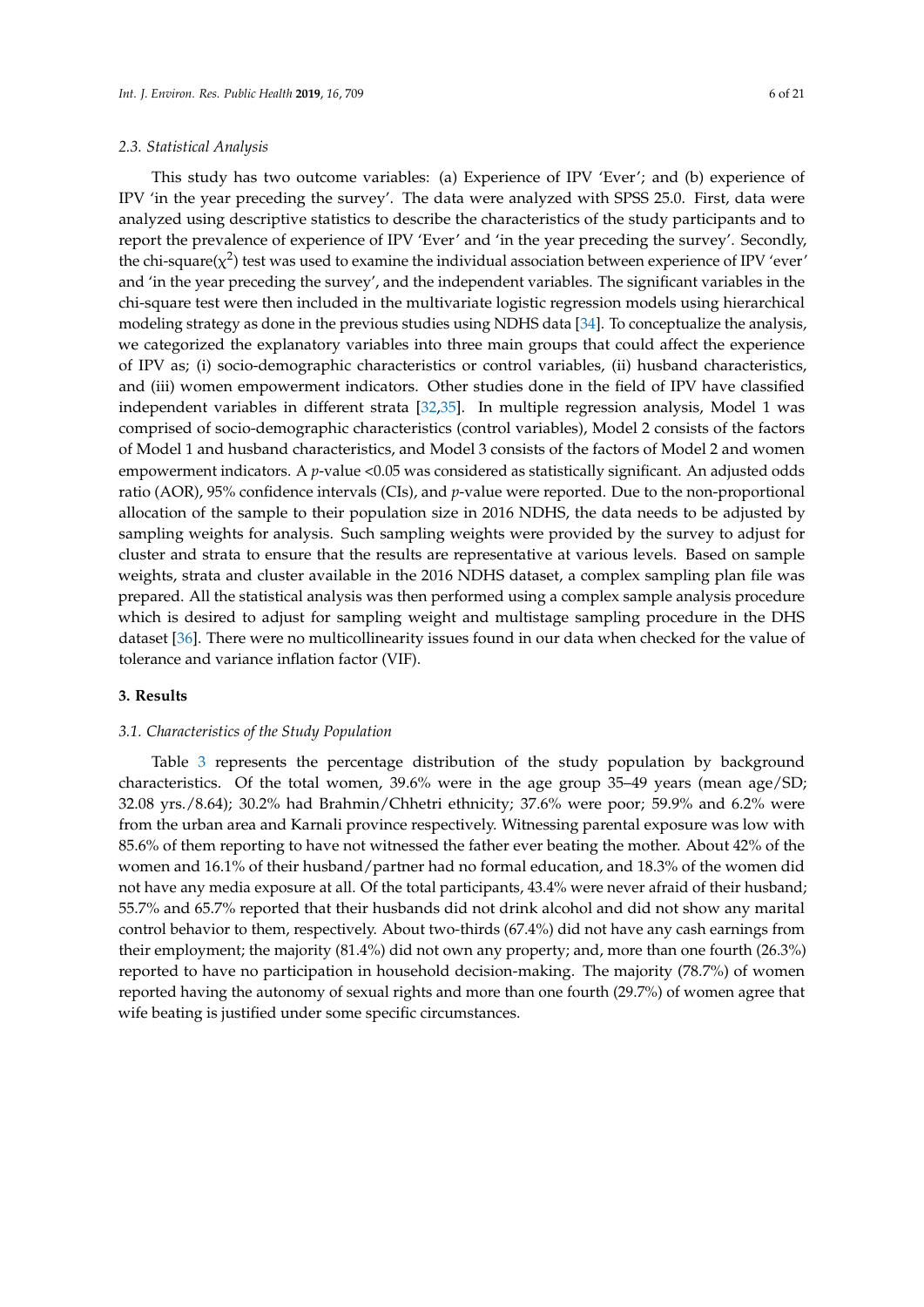### 2.3. Statistical Analysis

This study has two outcome variables: (a) Experience of IPV 'Ever'; and (b) experience of IPV 'in the year preceding the survey'. The data were analyzed with SPSS 25.0. First, data were analyzed using descriptive statistics to describe the characteristics of the study participants and to report the prevalence of experience of IPV 'Ever' and 'in the year preceding the survey'. Secondly, the chi-square($\chi^2$) test was used to examine the individual association between experience of IPV 'ever' and 'in the year preceding the survey', and the independent variables. The significant variables in the chi-square test were then included in the multivariate logistic regression models using hierarchical modeling strategy as done in the previous studies using NDHS data [34]. To conceptualize the analysis, we categorized the explanatory variables into three main groups that could affect the experience of IPV as; (i) socio-demographic characteristics or control variables, (ii) husband characteristics, and (iii) women empowerment indicators. Other studies done in the field of IPV have classified independent variables in different strata [32,35]. In multiple regression analysis, Model 1 was comprised of socio-demographic characteristics (control variables), Model 2 consists of the factors of Model 1 and husband characteristics, and Model 3 consists of the factors of Model 2 and women empowerment indicators. A $p$-value <0.05 was considered as statistically significant. An adjusted odds ratio (AOR), 95% confidence intervals (CIs), and $p$-value were reported. Due to the non-proportional allocation of the sample to their population size in 2016 NDHS, the data needs to be adjusted by sampling weights for analysis. Such sampling weights were provided by the survey to adjust for cluster and strata to ensure that the results are representative at various levels. Based on sample weights, strata and cluster available in the 2016 NDHS dataset, a complex sampling plan file was prepared. All the statistical analysis was then performed using a complex sample analysis procedure which is desired to adjust for sampling weight and multistage sampling procedure in the DHS dataset [36]. There were no multicollinearity issues found in our data when checked for the value of tolerance and variance inflation factor (VIF).

## 3. Results

### 3.1. Characteristics of the Study Population

Table 3 represents the percentage distribution of the study population by background characteristics. Of the total women, 39.6% were in the age group 35–49 years (mean age/SD; 32.08 yrs./8.64); 30.2% had Brahmin/Chhetri ethnicity; 37.6% were poor; 59.9% and 6.2% were from the urban area and Karnali province respectively. Witnessing parental exposure was low with 85.6% of them reporting to have not witnessed the father ever beating the mother. About 42% of the women and 16.1% of their husband/partner had no formal education, and 18.3% of the women did not have any media exposure at all. Of the total participants, 43.4% were never afraid of their husband; 55.7% and 65.7% reported that their husbands did not drink alcohol and did not show any marital control behavior to them, respectively. About two-thirds (67.4%) did not have any cash earnings from their employment; the majority (81.4%) did not own any property; and, more than one fourth (26.3%) reported to have no participation in household decision-making. The majority (78.7%) of women reported having the autonomy of sexual rights and more than one fourth (29.7%) of women agree that wife beating is justified under some specific circumstances.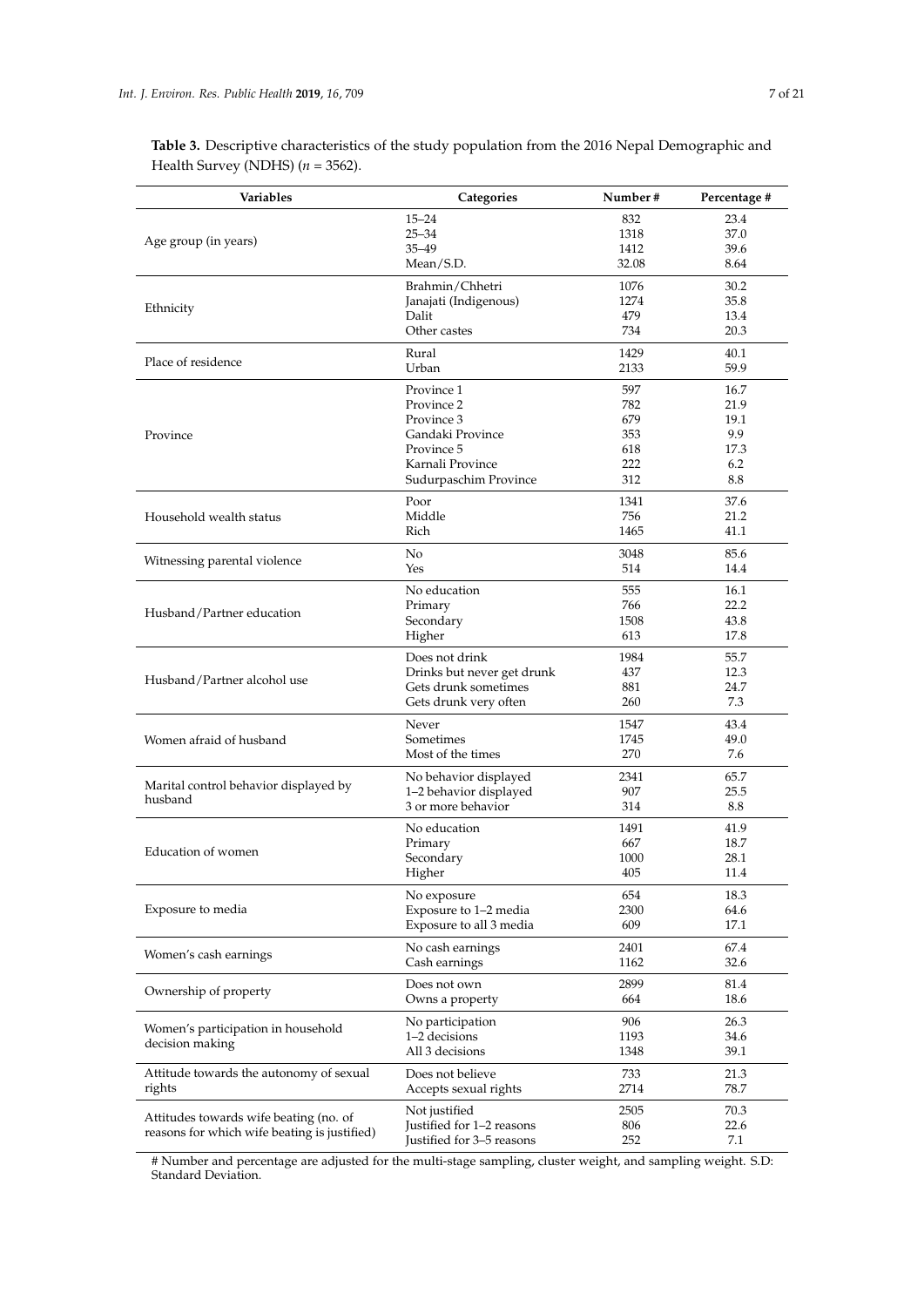**Table 3.** Descriptive characteristics of the study population from the 2016 Nepal Demographic and Health Survey (NDHS) ($n$ = 3562).

| Variables | Categories | Number # | Percentage # |
|---|---|---|---|
| Age group (in years) | 15–24 | 832 | 23.4 |
| | 25–34 | 1318 | 37.0 |
| | 35–49 | 1412 | 39.6 |
| | Mean/S.D. | 32.08 | 8.64 |
| Ethnicity | Brahmin/Chhetri | 1076 | 30.2 |
| | Janajati (Indigenous) | 1274 | 35.8 |
| | Dalit | 479 | 13.4 |
| | Other castes | 734 | 20.3 |
| Place of residence | Rural | 1429 | 40.1 |
| | Urban | 2133 | 59.9 |
| Province | Province 1 | 597 | 16.7 |
| | Province 2 | 782 | 21.9 |
| | Province 3 | 679 | 19.1 |
| | Gandaki Province | 353 | 9.9 |
| | Province 5 | 618 | 17.3 |
| | Karnali Province | 222 | 6.2 |
| | Sudurpaschim Province | 312 | 8.8 |
| Household wealth status | Poor | 1341 | 37.6 |
| | Middle | 756 | 21.2 |
| | Rich | 1465 | 41.1 |
| Witnessing parental violence | No | 3048 | 85.6 |
| | Yes | 514 | 14.4 |
| Husband/Partner education | No education | 555 | 16.1 |
| | Primary | 766 | 22.2 |
| | Secondary | 1508 | 43.8 |
| | Higher | 613 | 17.8 |
| Husband/Partner alcohol use | Does not drink | 1984 | 55.7 |
| | Drinks but never get drunk | 437 | 12.3 |
| | Gets drunk sometimes | 881 | 24.7 |
| | Gets drunk very often | 260 | 7.3 |
| Women afraid of husband | Never | 1547 | 43.4 |
| | Sometimes | 1745 | 49.0 |
| | Most of the times | 270 | 7.6 |
| Marital control behavior displayed by husband | No behavior displayed | 2341 | 65.7 |
| | 1–2 behavior displayed | 907 | 25.5 |
| | 3 or more behavior | 314 | 8.8 |
| Education of women | No education | 1491 | 41.9 |
| | Primary | 667 | 18.7 |
| | Secondary | 1000 | 28.1 |
| | Higher | 405 | 11.4 |
| Exposure to media | No exposure | 654 | 18.3 |
| | Exposure to 1–2 media | 2300 | 64.6 |
| | Exposure to all 3 media | 609 | 17.1 |
| Women's cash earnings | No cash earnings | 2401 | 67.4 |
| | Cash earnings | 1162 | 32.6 |
| Ownership of property | Does not own | 2899 | 81.4 |
| | Owns a property | 664 | 18.6 |
| Women's participation in household decision making | No participation | 906 | 26.3 |
| | 1–2 decisions | 1193 | 34.6 |
| | All 3 decisions | 1348 | 39.1 |
| Attitude towards the autonomy of sexual rights | Does not believe | 733 | 21.3 |
| | Accepts sexual rights | 2714 | 78.7 |
| Attitudes towards wife beating (no. of reasons for which wife beating is justified) | Not justified | 2505 | 70.3 |
| | Justified for 1–2 reasons | 806 | 22.6 |
| | Justified for 3–5 reasons | 252 | 7.1 |

# Number and percentage are adjusted for the multi-stage sampling, cluster weight, and sampling weight. S.D: Standard Deviation.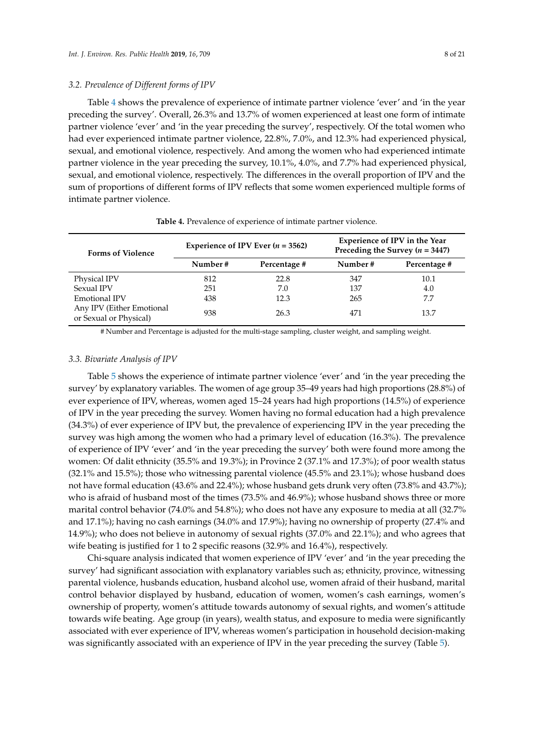### 3.2. Prevalence of Different forms of IPV

Table 4 shows the prevalence of experience of intimate partner violence 'ever' and 'in the year preceding the survey'. Overall, 26.3% and 13.7% of women experienced at least one form of intimate partner violence 'ever' and 'in the year preceding the survey', respectively. Of the total women who had ever experienced intimate partner violence, 22.8%, 7.0%, and 12.3% had experienced physical, sexual, and emotional violence, respectively. And among the women who had experienced intimate partner violence in the year preceding the survey, 10.1%, 4.0%, and 7.7% had experienced physical, sexual, and emotional violence, respectively. The differences in the overall proportion of IPV and the sum of proportions of different forms of IPV reflects that some women experienced multiple forms of intimate partner violence.

**Table 4.** Prevalence of experience of intimate partner violence.

| Forms of Violence | Experience of IPV Ever (*n* = 3562) | | Experience of IPV in the Year Preceding the Survey (*n* = 3447) | |
|---|---|---|---|---|
| | Number # | Percentage # | Number # | Percentage # |
| Physical IPV | 812 | 22.8 | 347 | 10.1 |
| Sexual IPV | 251 | 7.0 | 137 | 4.0 |
| Emotional IPV | 438 | 12.3 | 265 | 7.7 |
| Any IPV (Either Emotional or Sexual or Physical) | 938 | 26.3 | 471 | 13.7 |

# Number and Percentage is adjusted for the multi-stage sampling, cluster weight, and sampling weight.

### 3.3. Bivariate Analysis of IPV

Table 5 shows the experience of intimate partner violence 'ever' and 'in the year preceding the survey' by explanatory variables. The women of age group 35–49 years had high proportions (28.8%) of ever experience of IPV, whereas, women aged 15–24 years had high proportions (14.5%) of experience of IPV in the year preceding the survey. Women having no formal education had a high prevalence (34.3%) of ever experience of IPV but, the prevalence of experiencing IPV in the year preceding the survey was high among the women who had a primary level of education (16.3%). The prevalence of experience of IPV 'ever' and 'in the year preceding the survey' both were found more among the women: Of dalit ethnicity (35.5% and 19.3%); in Province 2 (37.1% and 17.3%); of poor wealth status (32.1% and 15.5%); those who witnessing parental violence (45.5% and 23.1%); whose husband does not have formal education (43.6% and 22.4%); whose husband gets drunk very often (73.8% and 43.7%); who is afraid of husband most of the times (73.5% and 46.9%); whose husband shows three or more marital control behavior (74.0% and 54.8%); who does not have any exposure to media at all (32.7% and 17.1%); having no cash earnings (34.0% and 17.9%); having no ownership of property (27.4% and 14.9%); who does not believe in autonomy of sexual rights (37.0% and 22.1%); and who agrees that wife beating is justified for 1 to 2 specific reasons (32.9% and 16.4%), respectively.

Chi-square analysis indicated that women experience of IPV 'ever' and 'in the year preceding the survey' had significant association with explanatory variables such as; ethnicity, province, witnessing parental violence, husbands education, husband alcohol use, women afraid of their husband, marital control behavior displayed by husband, education of women, women's cash earnings, women's ownership of property, women's attitude towards autonomy of sexual rights, and women's attitude towards wife beating. Age group (in years), wealth status, and exposure to media were significantly associated with ever experience of IPV, whereas women's participation in household decision-making was significantly associated with an experience of IPV in the year preceding the survey (Table 5).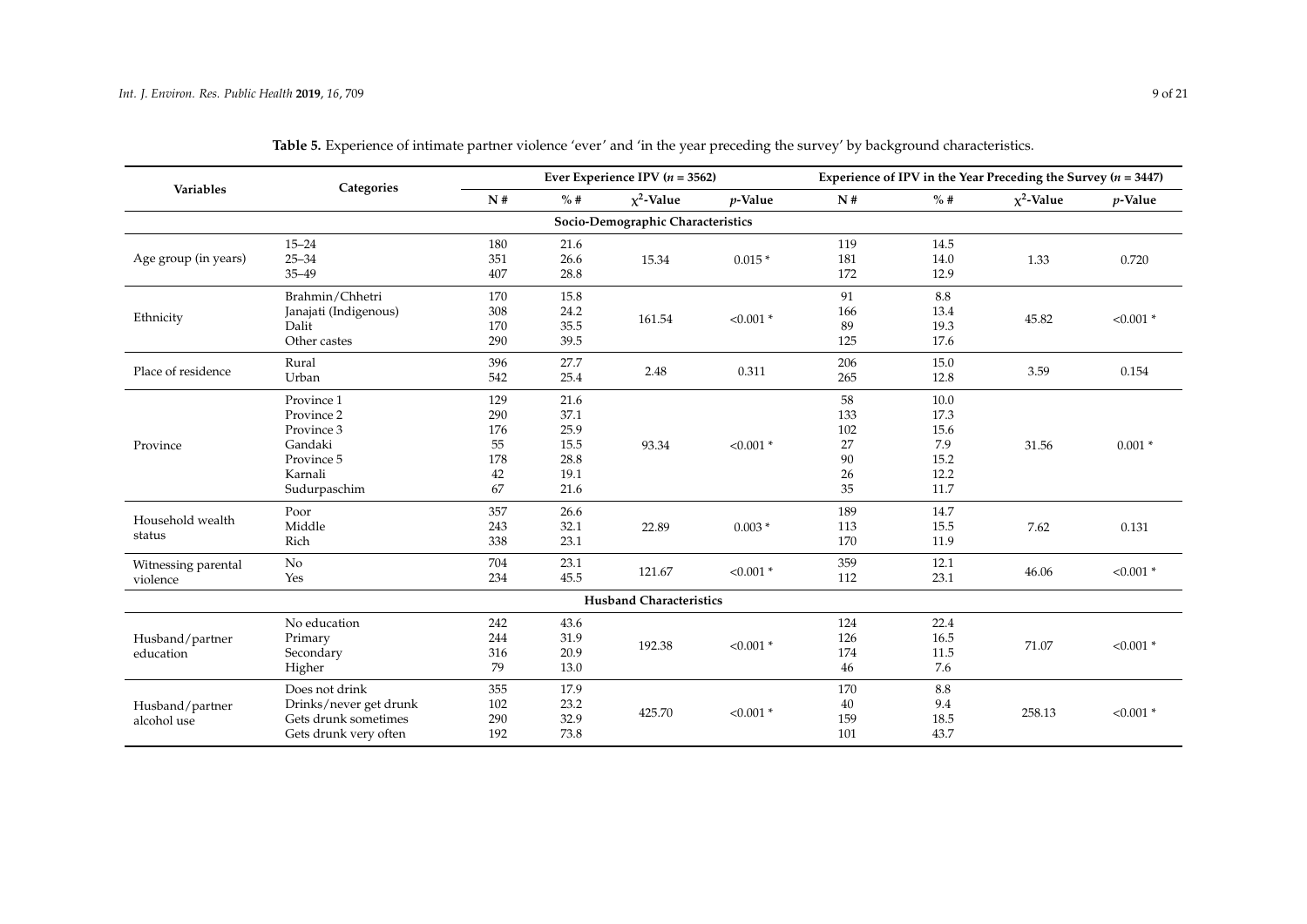**Table 5.** Experience of intimate partner violence 'ever' and 'in the year preceding the survey' by background characteristics.

| Variables | Categories | Ever Experience IPV ($n$ = 3562) | | | | Experience of IPV in the Year Preceding the Survey ($n$ = 3447) | | | |
|---|---|---|---|---|---|---|---|---|---|
| | | N # | % # | $\chi^2$-Value | $p$-Value | N # | % # | $\chi^2$-Value | $p$-Value |
| **Socio-Demographic Characteristics** | | | | | | | | | |
| Age group (in years) | 15–24 | 180 | 21.6 | 15.34 | 0.015 * | 119 | 14.5 | 1.33 | 0.720 |
| | 25–34 | 351 | 26.6 | | | 181 | 14.0 | | |
| | 35–49 | 407 | 28.8 | | | 172 | 12.9 | | |
| Ethnicity | Brahmin/Chhetri | 170 | 15.8 | 161.54 | <0.001 * | 91 | 8.8 | 45.82 | <0.001 * |
| | Janajati (Indigenous) | 308 | 24.2 | | | 166 | 13.4 | | |
| | Dalit | 170 | 35.5 | | | 89 | 19.3 | | |
| | Other castes | 290 | 39.5 | | | 125 | 17.6 | | |
| Place of residence | Rural | 396 | 27.7 | 2.48 | 0.311 | 206 | 15.0 | 3.59 | 0.154 |
| | Urban | 542 | 25.4 | | | 265 | 12.8 | | |
| Province | Province 1 | 129 | 21.6 | 93.34 | <0.001 * | 58 | 10.0 | 31.56 | 0.001 * |
| | Province 2 | 290 | 37.1 | | | 133 | 17.3 | | |
| | Province 3 | 176 | 25.9 | | | 102 | 15.6 | | |
| | Gandaki | 55 | 15.5 | | | 27 | 7.9 | | |
| | Province 5 | 178 | 28.8 | | | 90 | 15.2 | | |
| | Karnali | 42 | 19.1 | | | 26 | 12.2 | | |
| | Sudurpaschim | 67 | 21.6 | | | 35 | 11.7 | | |
| Household wealth status | Poor | 357 | 26.6 | 22.89 | 0.003 * | 189 | 14.7 | 7.62 | 0.131 |
| | Middle | 243 | 32.1 | | | 113 | 15.5 | | |
| | Rich | 338 | 23.1 | | | 170 | 11.9 | | |
| Witnessing parental violence | No | 704 | 23.1 | 121.67 | <0.001 * | 359 | 12.1 | 46.06 | <0.001 * |
| | Yes | 234 | 45.5 | | | 112 | 23.1 | | |
| **Husband Characteristics** | | | | | | | | | |
| Husband/partner education | No education | 242 | 43.6 | 192.38 | <0.001 * | 124 | 22.4 | 71.07 | <0.001 * |
| | Primary | 244 | 31.9 | | | 126 | 16.5 | | |
| | Secondary | 316 | 20.9 | | | 174 | 11.5 | | |
| | Higher | 79 | 13.0 | | | 46 | 7.6 | | |
| Husband/partner alcohol use | Does not drink | 355 | 17.9 | 425.70 | <0.001 * | 170 | 8.8 | 258.13 | <0.001 * |
| | Drinks/never get drunk | 102 | 23.2 | | | 40 | 9.4 | | |
| | Gets drunk sometimes | 290 | 32.9 | | | 159 | 18.5 | | |
| | Gets drunk very often | 192 | 73.8 | | | 101 | 43.7 | | |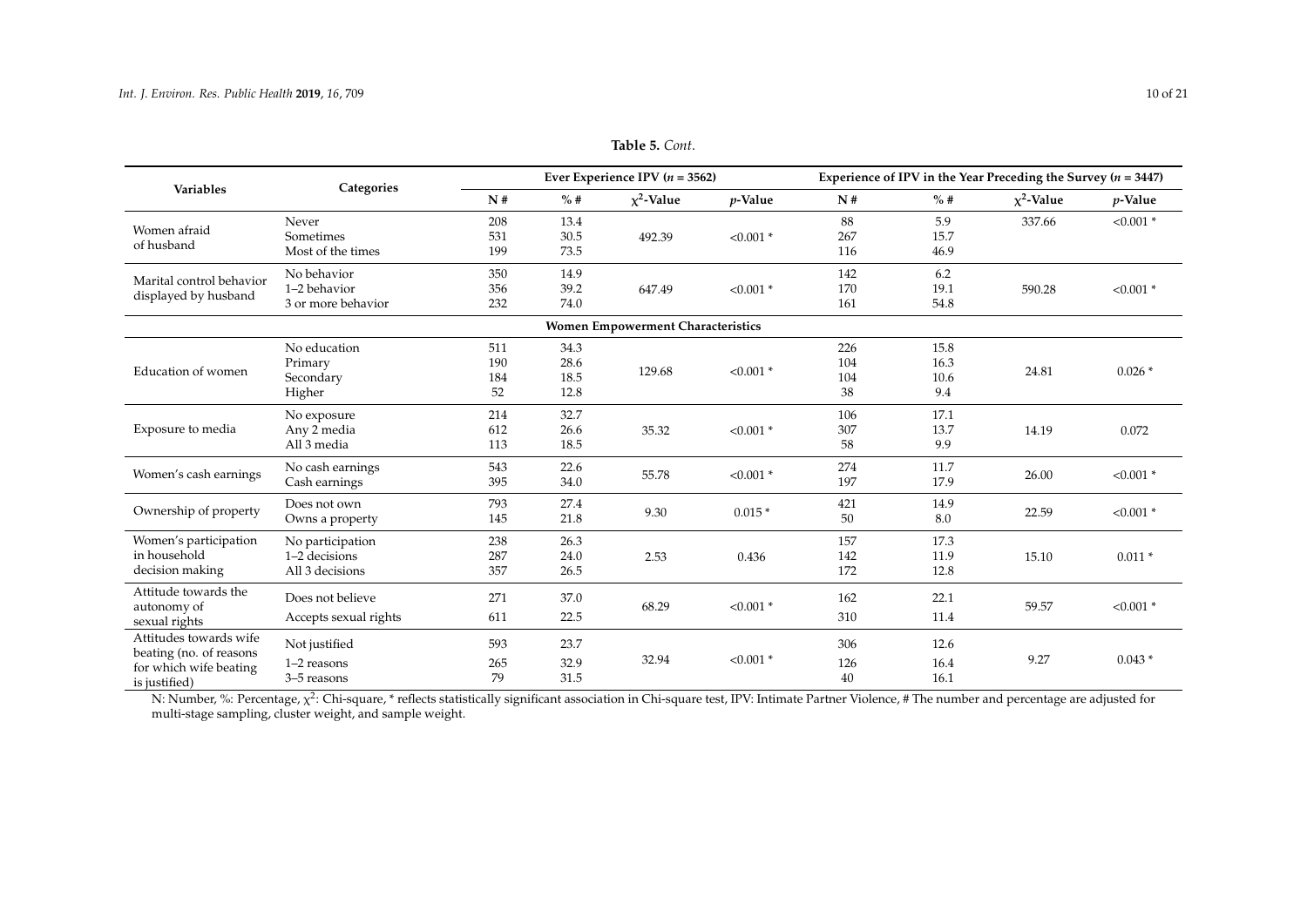**Table 5.** *Cont.*

| Variables | Categories | Ever Experience IPV ($n$ = 3562) | | | | Experience of IPV in the Year Preceding the Survey ($n$ = 3447) | | | |
|---|---|---|---|---|---|---|---|---|---|
| | | N # | % # | $\chi^2$-Value | $p$-Value | N # | % # | $\chi^2$-Value | $p$-Value |
| Women afraid of husband | Never | 208 | 13.4 | 492.39 | <0.001 * | 88 | 5.9 | 337.66 | <0.001 * |
| | Sometimes | 531 | 30.5 | | | 267 | 15.7 | | |
| | Most of the times | 199 | 73.5 | | | 116 | 46.9 | | |
| Marital control behavior displayed by husband | No behavior | 350 | 14.9 | 647.49 | <0.001 * | 142 | 6.2 | 590.28 | <0.001 * |
| | 1–2 behavior | 356 | 39.2 | | | 170 | 19.1 | | |
| | 3 or more behavior | 232 | 74.0 | | | 161 | 54.8 | | |
| **Women Empowerment Characteristics** | | | | | | | | | |
| Education of women | No education | 511 | 34.3 | 129.68 | <0.001 * | 226 | 15.8 | 24.81 | 0.026 * |
| | Primary | 190 | 28.6 | | | 104 | 16.3 | | |
| | Secondary | 184 | 18.5 | | | 104 | 10.6 | | |
| | Higher | 52 | 12.8 | | | 38 | 9.4 | | |
| Exposure to media | No exposure | 214 | 32.7 | 35.32 | <0.001 * | 106 | 17.1 | 14.19 | 0.072 |
| | Any 2 media | 612 | 26.6 | | | 307 | 13.7 | | |
| | All 3 media | 113 | 18.5 | | | 58 | 9.9 | | |
| Women's cash earnings | No cash earnings | 543 | 22.6 | 55.78 | <0.001 * | 274 | 11.7 | 26.00 | <0.001 * |
| | Cash earnings | 395 | 34.0 | | | 197 | 17.9 | | |
| Ownership of property | Does not own | 793 | 27.4 | 9.30 | 0.015 * | 421 | 14.9 | 22.59 | <0.001 * |
| | Owns a property | 145 | 21.8 | | | 50 | 8.0 | | |
| Women's participation in household decision making | No participation | 238 | 26.3 | 2.53 | 0.436 | 157 | 17.3 | 15.10 | 0.011 * |
| | 1–2 decisions | 287 | 24.0 | | | 142 | 11.9 | | |
| | All 3 decisions | 357 | 26.5 | | | 172 | 12.8 | | |
| Attitude towards the autonomy of sexual rights | Does not believe | 271 | 37.0 | 68.29 | <0.001 * | 162 | 22.1 | 59.57 | <0.001 * |
| | Accepts sexual rights | 611 | 22.5 | | | 310 | 11.4 | | |
| Attitudes towards wife beating (no. of reasons for which wife beating is justified) | Not justified | 593 | 23.7 | 32.94 | <0.001 * | 306 | 12.6 | 9.27 | 0.043 * |
| | 1–2 reasons | 265 | 32.9 | | | 126 | 16.4 | | |
| | 3–5 reasons | 79 | 31.5 | | | 40 | 16.1 | | |

N: Number, %: Percentage, $\chi^2$: Chi-square, * reflects statistically significant association in Chi-square test, IPV: Intimate Partner Violence, # The number and percentage are adjusted for multi-stage sampling, cluster weight, and sample weight.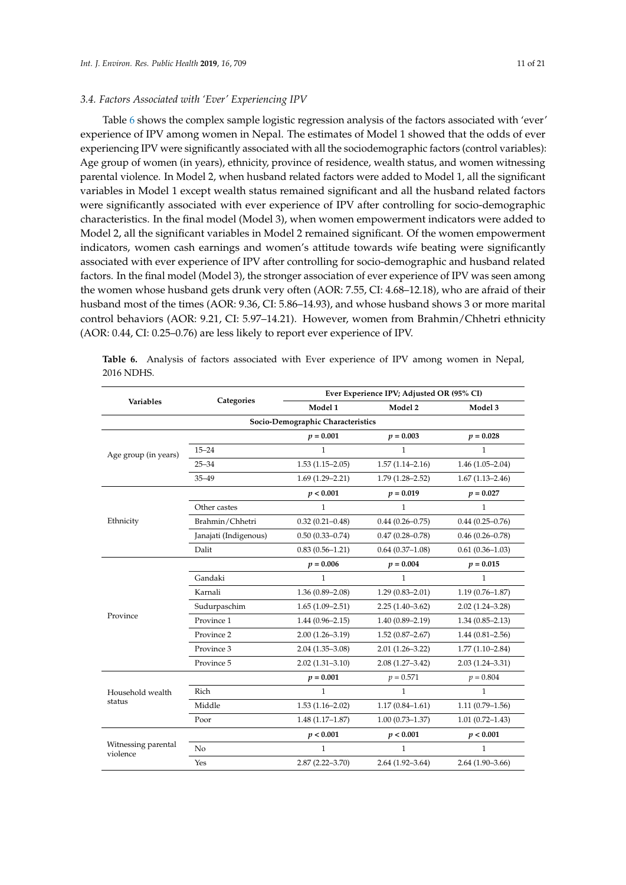### 3.4. Factors Associated with 'Ever' Experiencing IPV

Table 6 shows the complex sample logistic regression analysis of the factors associated with 'ever' experience of IPV among women in Nepal. The estimates of Model 1 showed that the odds of ever experiencing IPV were significantly associated with all the sociodemographic factors (control variables): Age group of women (in years), ethnicity, province of residence, wealth status, and women witnessing parental violence. In Model 2, when husband related factors were added to Model 1, all the significant variables in Model 1 except wealth status remained significant and all the husband related factors were significantly associated with ever experience of IPV after controlling for socio-demographic characteristics. In the final model (Model 3), when women empowerment indicators were added to Model 2, all the significant variables in Model 2 remained significant. Of the women empowerment indicators, women cash earnings and women's attitude towards wife beating were significantly associated with ever experience of IPV after controlling for socio-demographic and husband related factors. In the final model (Model 3), the stronger association of ever experience of IPV was seen among the women whose husband gets drunk very often (AOR: 7.55, CI: 4.68–12.18), who are afraid of their husband most of the times (AOR: 9.36, CI: 5.86–14.93), and whose husband shows 3 or more marital control behaviors (AOR: 9.21, CI: 5.97–14.21). However, women from Brahmin/Chhetri ethnicity (AOR: 0.44, CI: 0.25–0.76) are less likely to report ever experience of IPV.

**Table 6.** Analysis of factors associated with Ever experience of IPV among women in Nepal, 2016 NDHS.

| Variables | Categories | Ever Experience IPV; Adjusted OR (95% CI) | | |
|---|---|---|---|---|
| | | Model 1 | Model 2 | Model 3 |
| **Socio-Demographic Characteristics** | | | | |
| Age group (in years) | | ***p* = 0.001** | ***p* = 0.003** | ***p* = 0.028** |
| | 15–24 | 1 | 1 | 1 |
| | 25–34 | 1.53 (1.15–2.05) | 1.57 (1.14–2.16) | 1.46 (1.05–2.04) |
| | 35–49 | 1.69 (1.29–2.21) | 1.79 (1.28–2.52) | 1.67 (1.13–2.46) |
| Ethnicity | | ***p* < 0.001** | ***p* = 0.019** | ***p* = 0.027** |
| | Other castes | 1 | 1 | 1 |
| | Brahmin/Chhetri | 0.32 (0.21–0.48) | 0.44 (0.26–0.75) | 0.44 (0.25–0.76) |
| | Janajati (Indigenous) | 0.50 (0.33–0.74) | 0.47 (0.28–0.78) | 0.46 (0.26–0.78) |
| | Dalit | 0.83 (0.56–1.21) | 0.64 (0.37–1.08) | 0.61 (0.36–1.03) |
| Province | | ***p* = 0.006** | ***p* = 0.004** | ***p* = 0.015** |
| | Gandaki | 1 | 1 | 1 |
| | Karnali | 1.36 (0.89–2.08) | 1.29 (0.83–2.01) | 1.19 (0.76–1.87) |
| | Sudurpaschim | 1.65 (1.09–2.51) | 2.25 (1.40–3.62) | 2.02 (1.24–3.28) |
| | Province 1 | 1.44 (0.96–2.15) | 1.40 (0.89–2.19) | 1.34 (0.85–2.13) |
| | Province 2 | 2.00 (1.26–3.19) | 1.52 (0.87–2.67) | 1.44 (0.81–2.56) |
| | Province 3 | 2.04 (1.35–3.08) | 2.01 (1.26–3.22) | 1.77 (1.10–2.84) |
| | Province 5 | 2.02 (1.31–3.10) | 2.08 (1.27–3.42) | 2.03 (1.24–3.31) |
| Household wealth status | | ***p* = 0.001** | *p* = 0.571 | *p* = 0.804 |
| | Rich | 1 | 1 | 1 |
| | Middle | 1.53 (1.16–2.02) | 1.17 (0.84–1.61) | 1.11 (0.79–1.56) |
| | Poor | 1.48 (1.17–1.87) | 1.00 (0.73–1.37) | 1.01 (0.72–1.43) |
| Witnessing parental violence | | ***p* < 0.001** | ***p* < 0.001** | ***p* < 0.001** |
| | No | 1 | 1 | 1 |
| | Yes | 2.87 (2.22–3.70) | 2.64 (1.92–3.64) | 2.64 (1.90–3.66) |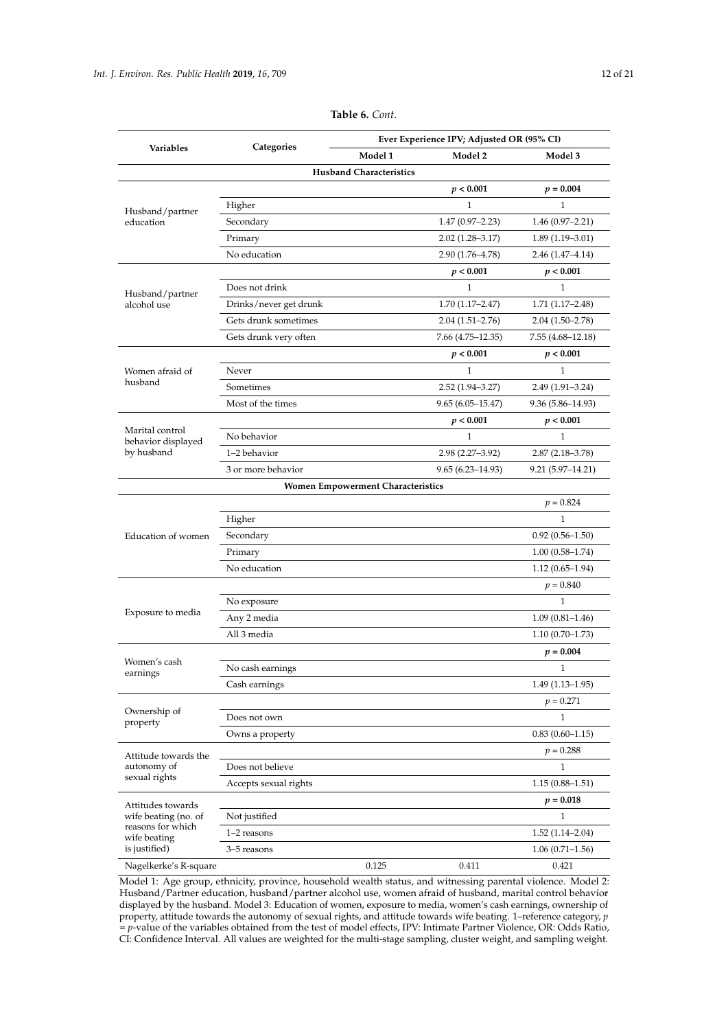**Table 6.** *Cont.*

| Variables | Categories | Ever Experience IPV; Adjusted OR (95% CI) | | |
|---|---|---|---|---|
| | | Model 1 | Model 2 | Model 3 |
| **Husband Characteristics** | | | | |
| Husband/partner education | | | ***p* < 0.001** | ***p* = 0.004** |
| | Higher | | 1 | 1 |
| | Secondary | | 1.47 (0.97–2.23) | 1.46 (0.97–2.21) |
| | Primary | | 2.02 (1.28–3.17) | 1.89 (1.19–3.01) |
| | No education | | 2.90 (1.76–4.78) | 2.46 (1.47–4.14) |
| Husband/partner alcohol use | | | ***p* < 0.001** | ***p* < 0.001** |
| | Does not drink | | 1 | 1 |
| | Drinks/never get drunk | | 1.70 (1.17–2.47) | 1.71 (1.17–2.48) |
| | Gets drunk sometimes | | 2.04 (1.51–2.76) | 2.04 (1.50–2.78) |
| | Gets drunk very often | | 7.66 (4.75–12.35) | 7.55 (4.68–12.18) |
| Women afraid of husband | | | ***p* < 0.001** | ***p* < 0.001** |
| | Never | | 1 | 1 |
| | Sometimes | | 2.52 (1.94–3.27) | 2.49 (1.91–3.24) |
| | Most of the times | | 9.65 (6.05–15.47) | 9.36 (5.86–14.93) |
| Marital control behavior displayed by husband | | | ***p* < 0.001** | ***p* < 0.001** |
| | No behavior | | 1 | 1 |
| | 1–2 behavior | | 2.98 (2.27–3.92) | 2.87 (2.18–3.78) |
| | 3 or more behavior | | 9.65 (6.23–14.93) | 9.21 (5.97–14.21) |
| **Women Empowerment Characteristics** | | | | |
| Education of women | | | | *p* = 0.824 |
| | Higher | | | 1 |
| | Secondary | | | 0.92 (0.56–1.50) |
| | Primary | | | 1.00 (0.58–1.74) |
| | No education | | | 1.12 (0.65–1.94) |
| Exposure to media | | | | *p* = 0.840 |
| | No exposure | | | 1 |
| | Any 2 media | | | 1.09 (0.81–1.46) |
| | All 3 media | | | 1.10 (0.70–1.73) |
| Women's cash earnings | | | | ***p* = 0.004** |
| | No cash earnings | | | 1 |
| | Cash earnings | | | 1.49 (1.13–1.95) |
| Ownership of property | | | | *p* = 0.271 |
| | Does not own | | | 1 |
| | Owns a property | | | 0.83 (0.60–1.15) |
| Attitude towards the autonomy of sexual rights | | | | *p* = 0.288 |
| | Does not believe | | | 1 |
| | Accepts sexual rights | | | 1.15 (0.88–1.51) |
| Attitudes towards wife beating (no. of reasons for which wife beating is justified) | | | | ***p* = 0.018** |
| | Not justified | | | 1 |
| | 1–2 reasons | | | 1.52 (1.14–2.04) |
| | 3–5 reasons | | | 1.06 (0.71–1.56) |
| Nagelkerke's R-square | | 0.125 | 0.411 | 0.421 |

Model 1: Age group, ethnicity, province, household wealth status, and witnessing parental violence. Model 2: Husband/Partner education, husband/partner alcohol use, women afraid of husband, marital control behavior displayed by the husband. Model 3: Education of women, exposure to media, women's cash earnings, ownership of property, attitude towards the autonomy of sexual rights, and attitude towards wife beating. 1–reference category, *p* = *p*-value of the variables obtained from the test of model effects, IPV: Intimate Partner Violence, OR: Odds Ratio, CI: Confidence Interval. All values are weighted for the multi-stage sampling, cluster weight, and sampling weight.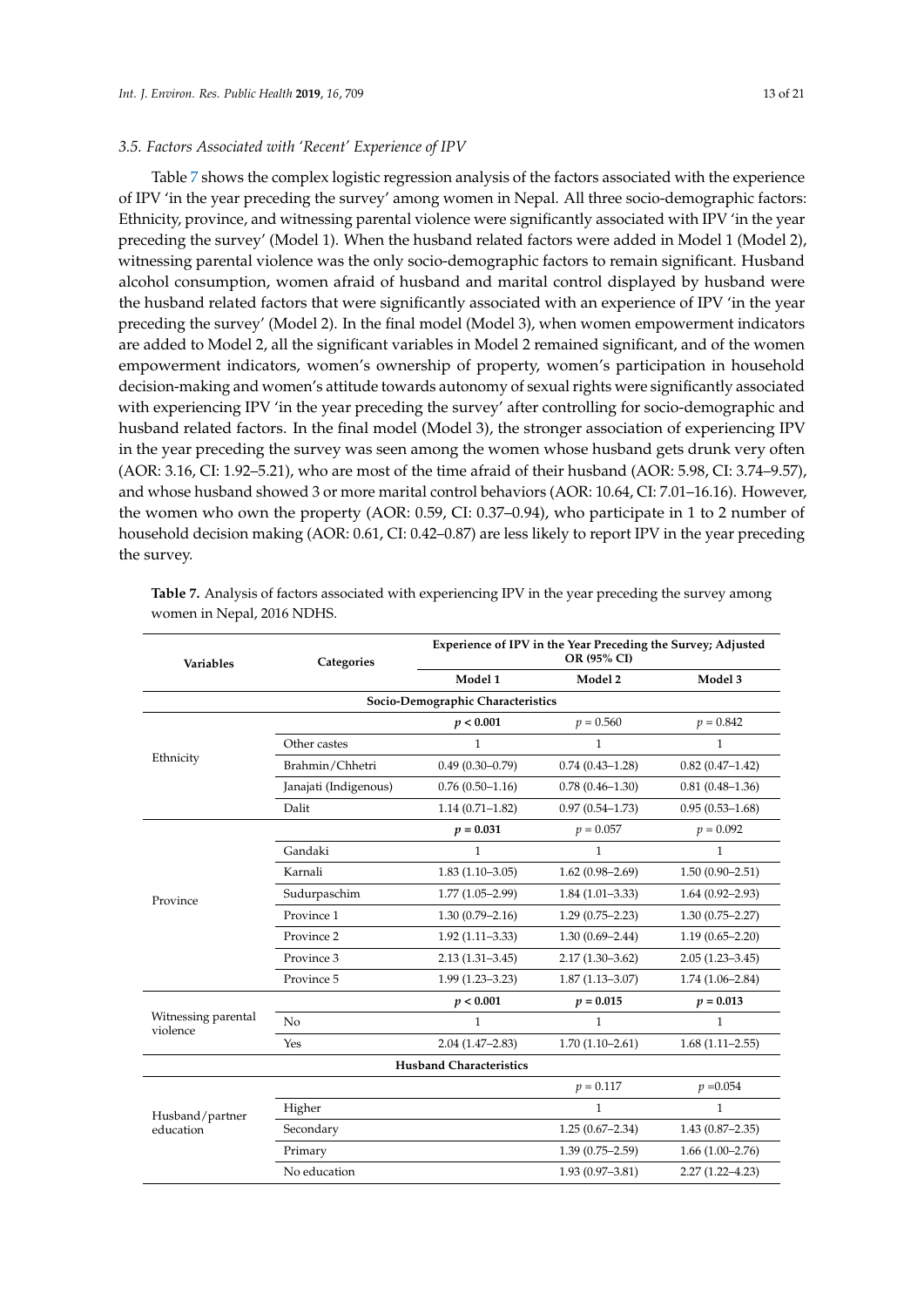### 3.5. Factors Associated with 'Recent' Experience of IPV

Table 7 shows the complex logistic regression analysis of the factors associated with the experience of IPV 'in the year preceding the survey' among women in Nepal. All three socio-demographic factors: Ethnicity, province, and witnessing parental violence were significantly associated with IPV 'in the year preceding the survey' (Model 1). When the husband related factors were added in Model 1 (Model 2), witnessing parental violence was the only socio-demographic factors to remain significant. Husband alcohol consumption, women afraid of husband and marital control displayed by husband were the husband related factors that were significantly associated with an experience of IPV 'in the year preceding the survey' (Model 2). In the final model (Model 3), when women empowerment indicators are added to Model 2, all the significant variables in Model 2 remained significant, and of the women empowerment indicators, women's ownership of property, women's participation in household decision-making and women's attitude towards autonomy of sexual rights were significantly associated with experiencing IPV 'in the year preceding the survey' after controlling for socio-demographic and husband related factors. In the final model (Model 3), the stronger association of experiencing IPV in the year preceding the survey was seen among the women whose husband gets drunk very often (AOR: 3.16, CI: 1.92–5.21), who are most of the time afraid of their husband (AOR: 5.98, CI: 3.74–9.57), and whose husband showed 3 or more marital control behaviors (AOR: 10.64, CI: 7.01–16.16). However, the women who own the property (AOR: 0.59, CI: 0.37–0.94), who participate in 1 to 2 number of household decision making (AOR: 0.61, CI: 0.42–0.87) are less likely to report IPV in the year preceding the survey.

**Table 7.** Analysis of factors associated with experiencing IPV in the year preceding the survey among women in Nepal, 2016 NDHS.

| Variables | Categories | Experience of IPV in the Year Preceding the Survey; Adjusted OR (95% CI) | | |
|---|---|---|---|---|
| | | **Model 1** | **Model 2** | **Model 3** |
| **Socio-Demographic Characteristics** | | | | |
| Ethnicity | | ***p* < 0.001** | *p* = 0.560 | *p* = 0.842 |
| | Other castes | 1 | 1 | 1 |
| | Brahmin/Chhetri | 0.49 (0.30–0.79) | 0.74 (0.43–1.28) | 0.82 (0.47–1.42) |
| | Janajati (Indigenous) | 0.76 (0.50–1.16) | 0.78 (0.46–1.30) | 0.81 (0.48–1.36) |
| | Dalit | 1.14 (0.71–1.82) | 0.97 (0.54–1.73) | 0.95 (0.53–1.68) |
| Province | | ***p* = 0.031** | *p* = 0.057 | *p* = 0.092 |
| | Gandaki | 1 | 1 | 1 |
| | Karnali | 1.83 (1.10–3.05) | 1.62 (0.98–2.69) | 1.50 (0.90–2.51) |
| | Sudurpaschim | 1.77 (1.05–2.99) | 1.84 (1.01–3.33) | 1.64 (0.92–2.93) |
| | Province 1 | 1.30 (0.79–2.16) | 1.29 (0.75–2.23) | 1.30 (0.75–2.27) |
| | Province 2 | 1.92 (1.11–3.33) | 1.30 (0.69–2.44) | 1.19 (0.65–2.20) |
| | Province 3 | 2.13 (1.31–3.45) | 2.17 (1.30–3.62) | 2.05 (1.23–3.45) |
| | Province 5 | 1.99 (1.23–3.23) | 1.87 (1.13–3.07) | 1.74 (1.06–2.84) |
| Witnessing parental violence | | ***p* < 0.001** | ***p* = 0.015** | ***p* = 0.013** |
| | No | 1 | 1 | 1 |
| | Yes | 2.04 (1.47–2.83) | 1.70 (1.10–2.61) | 1.68 (1.11–2.55) |
| **Husband Characteristics** | | | | |
| Husband/partner education | | | *p* = 0.117 | *p* =0.054 |
| | Higher | | 1 | 1 |
| | Secondary | | 1.25 (0.67–2.34) | 1.43 (0.87–2.35) |
| | Primary | | 1.39 (0.75–2.59) | 1.66 (1.00–2.76) |
| | No education | | 1.93 (0.97–3.81) | 2.27 (1.22–4.23) |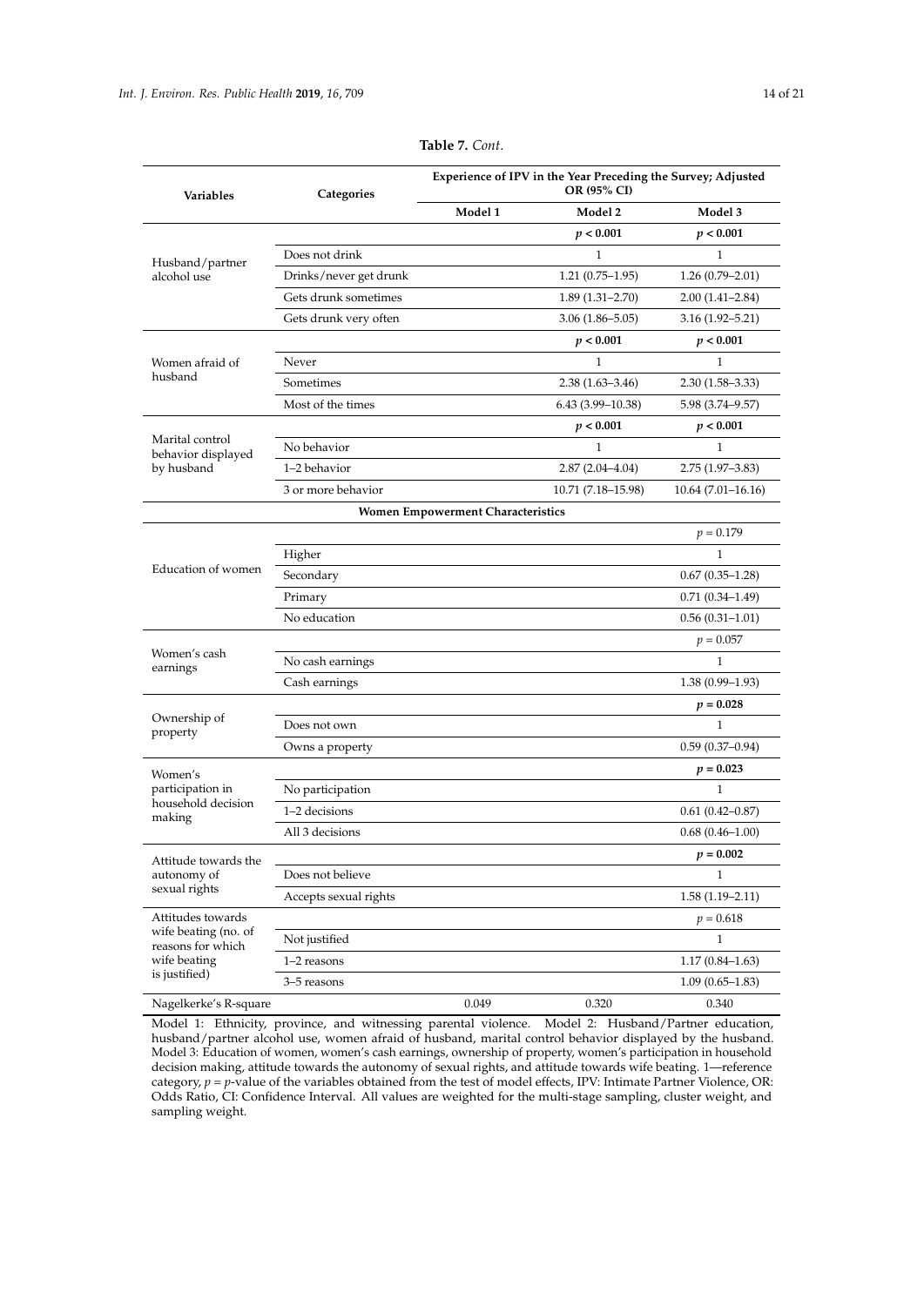**Table 7.** *Cont.*

| Variables | Categories | Experience of IPV in the Year Preceding the Survey; Adjusted OR (95% CI) | | |
|---|---|---|---|---|
| | | Model 1 | Model 2 | Model 3 |
| Husband/partner alcohol use | | | ***p* < 0.001** | ***p* < 0.001** |
| | Does not drink | | 1 | 1 |
| | Drinks/never get drunk | | 1.21 (0.75–1.95) | 1.26 (0.79–2.01) |
| | Gets drunk sometimes | | 1.89 (1.31–2.70) | 2.00 (1.41–2.84) |
| | Gets drunk very often | | 3.06 (1.86–5.05) | 3.16 (1.92–5.21) |
| Women afraid of husband | | | ***p* < 0.001** | ***p* < 0.001** |
| | Never | | 1 | 1 |
| | Sometimes | | 2.38 (1.63–3.46) | 2.30 (1.58–3.33) |
| | Most of the times | | 6.43 (3.99–10.38) | 5.98 (3.74–9.57) |
| Marital control behavior displayed by husband | | | ***p* < 0.001** | ***p* < 0.001** |
| | No behavior | | 1 | 1 |
| | 1–2 behavior | | 2.87 (2.04–4.04) | 2.75 (1.97–3.83) |
| | 3 or more behavior | | 10.71 (7.18–15.98) | 10.64 (7.01–16.16) |
| **Women Empowerment Characteristics** | | | | |
| Education of women | | | | $p = 0.179$ |
| | Higher | | | 1 |
| | Secondary | | | 0.67 (0.35–1.28) |
| | Primary | | | 0.71 (0.34–1.49) |
| | No education | | | 0.56 (0.31–1.01) |
| Women's cash earnings | | | | $p = 0.057$ |
| | No cash earnings | | | 1 |
| | Cash earnings | | | 1.38 (0.99–1.93) |
| Ownership of property | | | | ***p* = 0.028** |
| | Does not own | | | 1 |
| | Owns a property | | | 0.59 (0.37–0.94) |
| Women's participation in household decision making | | | | ***p* = 0.023** |
| | No participation | | | 1 |
| | 1–2 decisions | | | 0.61 (0.42–0.87) |
| | All 3 decisions | | | 0.68 (0.46–1.00) |
| Attitude towards the autonomy of sexual rights | | | | ***p* = 0.002** |
| | Does not believe | | | 1 |
| | Accepts sexual rights | | | 1.58 (1.19–2.11) |
| Attitudes towards wife beating (no. of reasons for which wife beating is justified) | | | | $p = 0.618$ |
| | Not justified | | | 1 |
| | 1–2 reasons | | | 1.17 (0.84–1.63) |
| | 3–5 reasons | | | 1.09 (0.65–1.83) |
| Nagelkerke's R-square | | 0.049 | 0.320 | 0.340 |

Model 1: Ethnicity, province, and witnessing parental violence. Model 2: Husband/Partner education, husband/partner alcohol use, women afraid of husband, marital control behavior displayed by the husband. Model 3: Education of women, women's cash earnings, ownership of property, women's participation in household decision making, attitude towards the autonomy of sexual rights, and attitude towards wife beating. 1—reference category, $p$ = $p$-value of the variables obtained from the test of model effects, IPV: Intimate Partner Violence, OR: Odds Ratio, CI: Confidence Interval. All values are weighted for the multi-stage sampling, cluster weight, and sampling weight.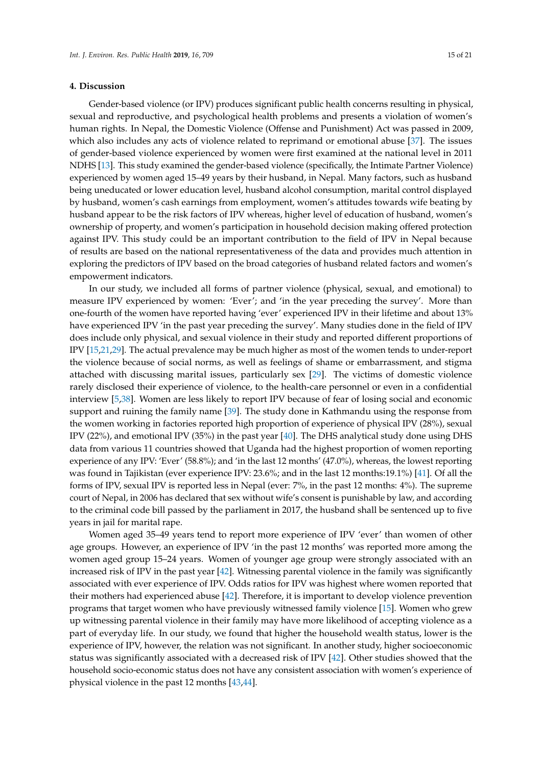## 4. Discussion

Gender-based violence (or IPV) produces significant public health concerns resulting in physical, sexual and reproductive, and psychological health problems and presents a violation of women's human rights. In Nepal, the Domestic Violence (Offense and Punishment) Act was passed in 2009, which also includes any acts of violence related to reprimand or emotional abuse [37]. The issues of gender-based violence experienced by women were first examined at the national level in 2011 NDHS [13]. This study examined the gender-based violence (specifically, the Intimate Partner Violence) experienced by women aged 15–49 years by their husband, in Nepal. Many factors, such as husband being uneducated or lower education level, husband alcohol consumption, marital control displayed by husband, women's cash earnings from employment, women's attitudes towards wife beating by husband appear to be the risk factors of IPV whereas, higher level of education of husband, women's ownership of property, and women's participation in household decision making offered protection against IPV. This study could be an important contribution to the field of IPV in Nepal because of results are based on the national representativeness of the data and provides much attention in exploring the predictors of IPV based on the broad categories of husband related factors and women's empowerment indicators.

In our study, we included all forms of partner violence (physical, sexual, and emotional) to measure IPV experienced by women: 'Ever'; and 'in the year preceding the survey'. More than one-fourth of the women have reported having 'ever' experienced IPV in their lifetime and about 13% have experienced IPV 'in the past year preceding the survey'. Many studies done in the field of IPV does include only physical, and sexual violence in their study and reported different proportions of IPV [15,21,29]. The actual prevalence may be much higher as most of the women tends to under-report the violence because of social norms, as well as feelings of shame or embarrassment, and stigma attached with discussing marital issues, particularly sex [29]. The victims of domestic violence rarely disclosed their experience of violence, to the health-care personnel or even in a confidential interview [5,38]. Women are less likely to report IPV because of fear of losing social and economic support and ruining the family name [39]. The study done in Kathmandu using the response from the women working in factories reported high proportion of experience of physical IPV (28%), sexual IPV (22%), and emotional IPV (35%) in the past year [40]. The DHS analytical study done using DHS data from various 11 countries showed that Uganda had the highest proportion of women reporting experience of any IPV: 'Ever' (58.8%); and 'in the last 12 months' (47.0%), whereas, the lowest reporting was found in Tajikistan (ever experience IPV: 23.6%; and in the last 12 months:19.1%) [41]. Of all the forms of IPV, sexual IPV is reported less in Nepal (ever: 7%, in the past 12 months: 4%). The supreme court of Nepal, in 2006 has declared that sex without wife's consent is punishable by law, and according to the criminal code bill passed by the parliament in 2017, the husband shall be sentenced up to five years in jail for marital rape.

Women aged 35–49 years tend to report more experience of IPV 'ever' than women of other age groups. However, an experience of IPV 'in the past 12 months' was reported more among the women aged group 15–24 years. Women of younger age group were strongly associated with an increased risk of IPV in the past year [42]. Witnessing parental violence in the family was significantly associated with ever experience of IPV. Odds ratios for IPV was highest where women reported that their mothers had experienced abuse [42]. Therefore, it is important to develop violence prevention programs that target women who have previously witnessed family violence [15]. Women who grew up witnessing parental violence in their family may have more likelihood of accepting violence as a part of everyday life. In our study, we found that higher the household wealth status, lower is the experience of IPV, however, the relation was not significant. In another study, higher socioeconomic status was significantly associated with a decreased risk of IPV [42]. Other studies showed that the household socio-economic status does not have any consistent association with women's experience of physical violence in the past 12 months [43,44].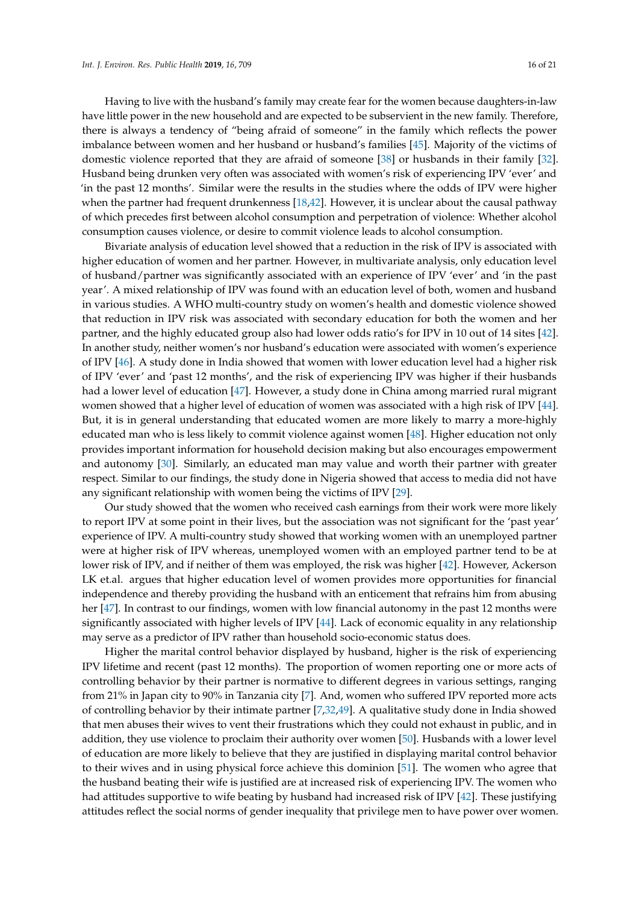Having to live with the husband's family may create fear for the women because daughters-in-law have little power in the new household and are expected to be subservient in the new family. Therefore, there is always a tendency of "being afraid of someone" in the family which reflects the power imbalance between women and her husband or husband's families [45]. Majority of the victims of domestic violence reported that they are afraid of someone [38] or husbands in their family [32]. Husband being drunken very often was associated with women's risk of experiencing IPV 'ever' and 'in the past 12 months'. Similar were the results in the studies where the odds of IPV were higher when the partner had frequent drunkenness [18,42]. However, it is unclear about the causal pathway of which precedes first between alcohol consumption and perpetration of violence: Whether alcohol consumption causes violence, or desire to commit violence leads to alcohol consumption.

Bivariate analysis of education level showed that a reduction in the risk of IPV is associated with higher education of women and her partner. However, in multivariate analysis, only education level of husband/partner was significantly associated with an experience of IPV 'ever' and 'in the past year'. A mixed relationship of IPV was found with an education level of both, women and husband in various studies. A WHO multi-country study on women's health and domestic violence showed that reduction in IPV risk was associated with secondary education for both the women and her partner, and the highly educated group also had lower odds ratio's for IPV in 10 out of 14 sites [42]. In another study, neither women's nor husband's education were associated with women's experience of IPV [46]. A study done in India showed that women with lower education level had a higher risk of IPV 'ever' and 'past 12 months', and the risk of experiencing IPV was higher if their husbands had a lower level of education [47]. However, a study done in China among married rural migrant women showed that a higher level of education of women was associated with a high risk of IPV [44]. But, it is in general understanding that educated women are more likely to marry a more-highly educated man who is less likely to commit violence against women [48]. Higher education not only provides important information for household decision making but also encourages empowerment and autonomy [30]. Similarly, an educated man may value and worth their partner with greater respect. Similar to our findings, the study done in Nigeria showed that access to media did not have any significant relationship with women being the victims of IPV [29].

Our study showed that the women who received cash earnings from their work were more likely to report IPV at some point in their lives, but the association was not significant for the 'past year' experience of IPV. A multi-country study showed that working women with an unemployed partner were at higher risk of IPV whereas, unemployed women with an employed partner tend to be at lower risk of IPV, and if neither of them was employed, the risk was higher [42]. However, Ackerson LK et.al. argues that higher education level of women provides more opportunities for financial independence and thereby providing the husband with an enticement that refrains him from abusing her [47]. In contrast to our findings, women with low financial autonomy in the past 12 months were significantly associated with higher levels of IPV [44]. Lack of economic equality in any relationship may serve as a predictor of IPV rather than household socio-economic status does.

Higher the marital control behavior displayed by husband, higher is the risk of experiencing IPV lifetime and recent (past 12 months). The proportion of women reporting one or more acts of controlling behavior by their partner is normative to different degrees in various settings, ranging from 21% in Japan city to 90% in Tanzania city [7]. And, women who suffered IPV reported more acts of controlling behavior by their intimate partner [7,32,49]. A qualitative study done in India showed that men abuses their wives to vent their frustrations which they could not exhaust in public, and in addition, they use violence to proclaim their authority over women [50]. Husbands with a lower level of education are more likely to believe that they are justified in displaying marital control behavior to their wives and in using physical force achieve this dominion [51]. The women who agree that the husband beating their wife is justified are at increased risk of experiencing IPV. The women who had attitudes supportive to wife beating by husband had increased risk of IPV [42]. These justifying attitudes reflect the social norms of gender inequality that privilege men to have power over women.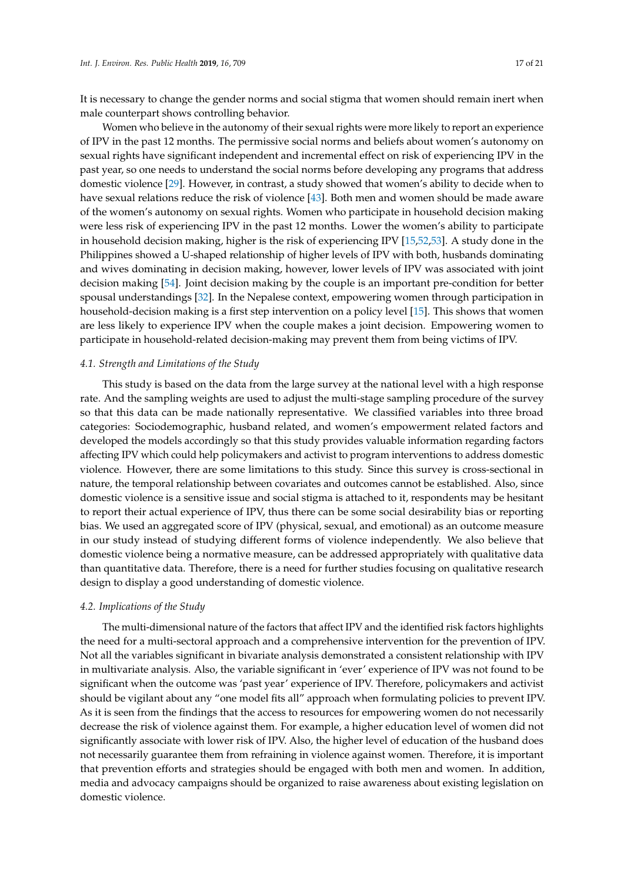It is necessary to change the gender norms and social stigma that women should remain inert when male counterpart shows controlling behavior.

Women who believe in the autonomy of their sexual rights were more likely to report an experience of IPV in the past 12 months. The permissive social norms and beliefs about women's autonomy on sexual rights have significant independent and incremental effect on risk of experiencing IPV in the past year, so one needs to understand the social norms before developing any programs that address domestic violence [29]. However, in contrast, a study showed that women's ability to decide when to have sexual relations reduce the risk of violence [43]. Both men and women should be made aware of the women's autonomy on sexual rights. Women who participate in household decision making were less risk of experiencing IPV in the past 12 months. Lower the women's ability to participate in household decision making, higher is the risk of experiencing IPV [15,52,53]. A study done in the Philippines showed a U-shaped relationship of higher levels of IPV with both, husbands dominating and wives dominating in decision making, however, lower levels of IPV was associated with joint decision making [54]. Joint decision making by the couple is an important pre-condition for better spousal understandings [32]. In the Nepalese context, empowering women through participation in household-decision making is a first step intervention on a policy level [15]. This shows that women are less likely to experience IPV when the couple makes a joint decision. Empowering women to participate in household-related decision-making may prevent them from being victims of IPV.

### *4.1. Strength and Limitations of the Study*

This study is based on the data from the large survey at the national level with a high response rate. And the sampling weights are used to adjust the multi-stage sampling procedure of the survey so that this data can be made nationally representative. We classified variables into three broad categories: Sociodemographic, husband related, and women's empowerment related factors and developed the models accordingly so that this study provides valuable information regarding factors affecting IPV which could help policymakers and activist to program interventions to address domestic violence. However, there are some limitations to this study. Since this survey is cross-sectional in nature, the temporal relationship between covariates and outcomes cannot be established. Also, since domestic violence is a sensitive issue and social stigma is attached to it, respondents may be hesitant to report their actual experience of IPV, thus there can be some social desirability bias or reporting bias. We used an aggregated score of IPV (physical, sexual, and emotional) as an outcome measure in our study instead of studying different forms of violence independently. We also believe that domestic violence being a normative measure, can be addressed appropriately with qualitative data than quantitative data. Therefore, there is a need for further studies focusing on qualitative research design to display a good understanding of domestic violence.

### *4.2. Implications of the Study*

The multi-dimensional nature of the factors that affect IPV and the identified risk factors highlights the need for a multi-sectoral approach and a comprehensive intervention for the prevention of IPV. Not all the variables significant in bivariate analysis demonstrated a consistent relationship with IPV in multivariate analysis. Also, the variable significant in 'ever' experience of IPV was not found to be significant when the outcome was 'past year' experience of IPV. Therefore, policymakers and activist should be vigilant about any "one model fits all" approach when formulating policies to prevent IPV. As it is seen from the findings that the access to resources for empowering women do not necessarily decrease the risk of violence against them. For example, a higher education level of women did not significantly associate with lower risk of IPV. Also, the higher level of education of the husband does not necessarily guarantee them from refraining in violence against women. Therefore, it is important that prevention efforts and strategies should be engaged with both men and women. In addition, media and advocacy campaigns should be organized to raise awareness about existing legislation on domestic violence.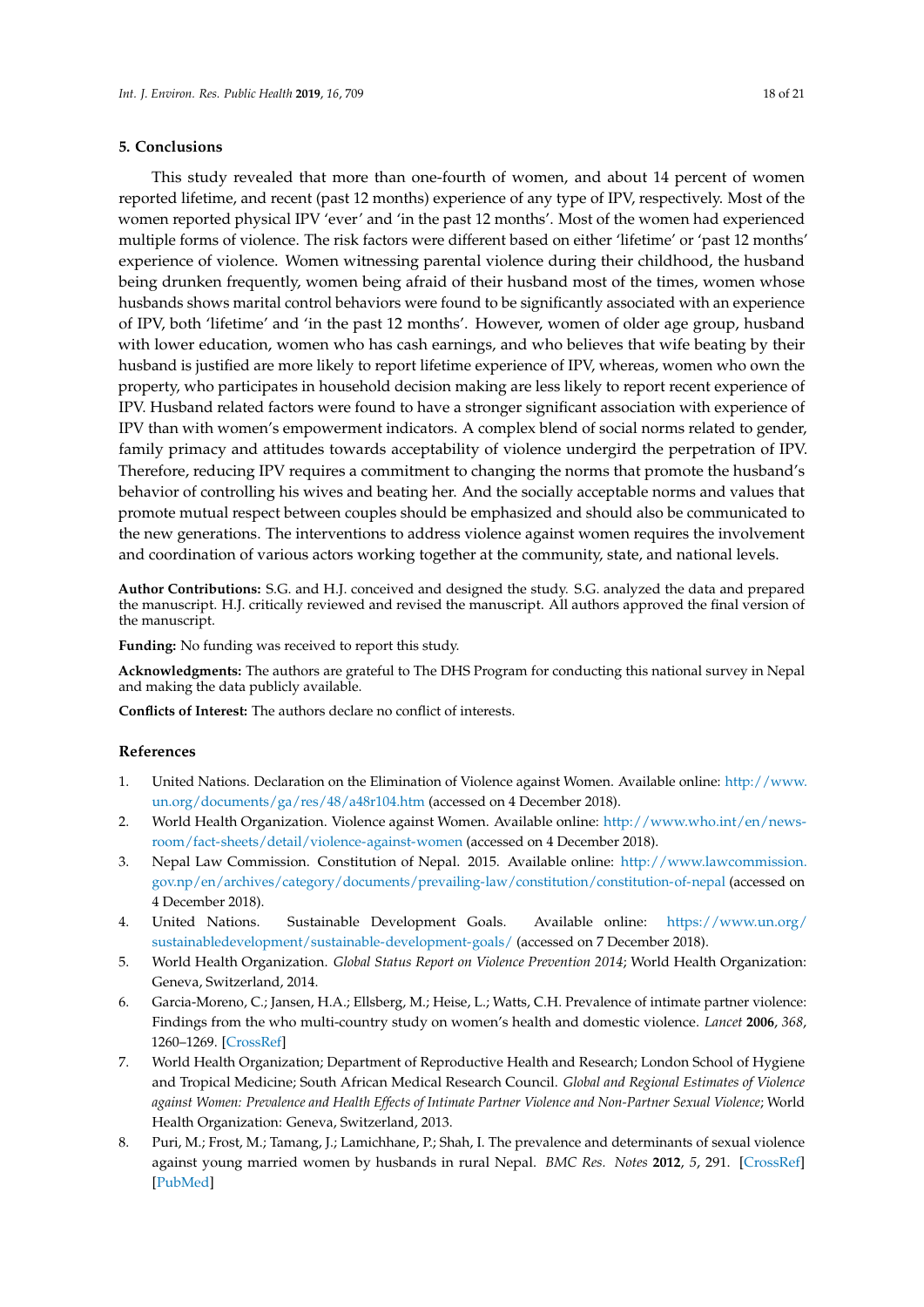## 5. Conclusions

This study revealed that more than one-fourth of women, and about 14 percent of women reported lifetime, and recent (past 12 months) experience of any type of IPV, respectively. Most of the women reported physical IPV 'ever' and 'in the past 12 months'. Most of the women had experienced multiple forms of violence. The risk factors were different based on either 'lifetime' or 'past 12 months' experience of violence. Women witnessing parental violence during their childhood, the husband being drunken frequently, women being afraid of their husband most of the times, women whose husbands shows marital control behaviors were found to be significantly associated with an experience of IPV, both 'lifetime' and 'in the past 12 months'. However, women of older age group, husband with lower education, women who has cash earnings, and who believes that wife beating by their husband is justified are more likely to report lifetime experience of IPV, whereas, women who own the property, who participates in household decision making are less likely to report recent experience of IPV. Husband related factors were found to have a stronger significant association with experience of IPV than with women's empowerment indicators. A complex blend of social norms related to gender, family primacy and attitudes towards acceptability of violence undergird the perpetration of IPV. Therefore, reducing IPV requires a commitment to changing the norms that promote the husband's behavior of controlling his wives and beating her. And the socially acceptable norms and values that promote mutual respect between couples should be emphasized and should also be communicated to the new generations. The interventions to address violence against women requires the involvement and coordination of various actors working together at the community, state, and national levels.

**Author Contributions:** S.G. and H.J. conceived and designed the study. S.G. analyzed the data and prepared the manuscript. H.J. critically reviewed and revised the manuscript. All authors approved the final version of the manuscript.

**Funding:** No funding was received to report this study.

**Acknowledgments:** The authors are grateful to The DHS Program for conducting this national survey in Nepal and making the data publicly available.

**Conflicts of Interest:** The authors declare no conflict of interests.

## References

1. United Nations. Declaration on the Elimination of Violence against Women. Available online: http://www.un.org/documents/ga/res/48/a48r104.htm (accessed on 4 December 2018).
2. World Health Organization. Violence against Women. Available online: http://www.who.int/en/news-room/fact-sheets/detail/violence-against-women (accessed on 4 December 2018).
3. Nepal Law Commission. Constitution of Nepal. 2015. Available online: http://www.lawcommission.gov.np/en/archives/category/documents/prevailing-law/constitution/constitution-of-nepal (accessed on 4 December 2018).
4. United Nations. Sustainable Development Goals. Available online: https://www.un.org/sustainabledevelopment/sustainable-development-goals/ (accessed on 7 December 2018).
5. World Health Organization. *Global Status Report on Violence Prevention 2014*; World Health Organization: Geneva, Switzerland, 2014.
6. Garcia-Moreno, C.; Jansen, H.A.; Ellsberg, M.; Heise, L.; Watts, C.H. Prevalence of intimate partner violence: Findings from the who multi-country study on women's health and domestic violence. *Lancet* **2006**, *368*, 1260–1269. [CrossRef]
7. World Health Organization; Department of Reproductive Health and Research; London School of Hygiene and Tropical Medicine; South African Medical Research Council. *Global and Regional Estimates of Violence against Women: Prevalence and Health Effects of Intimate Partner Violence and Non-Partner Sexual Violence*; World Health Organization: Geneva, Switzerland, 2013.
8. Puri, M.; Frost, M.; Tamang, J.; Lamichhane, P.; Shah, I. The prevalence and determinants of sexual violence against young married women by husbands in rural Nepal. *BMC Res. Notes* **2012**, *5*, 291. [CrossRef] [PubMed]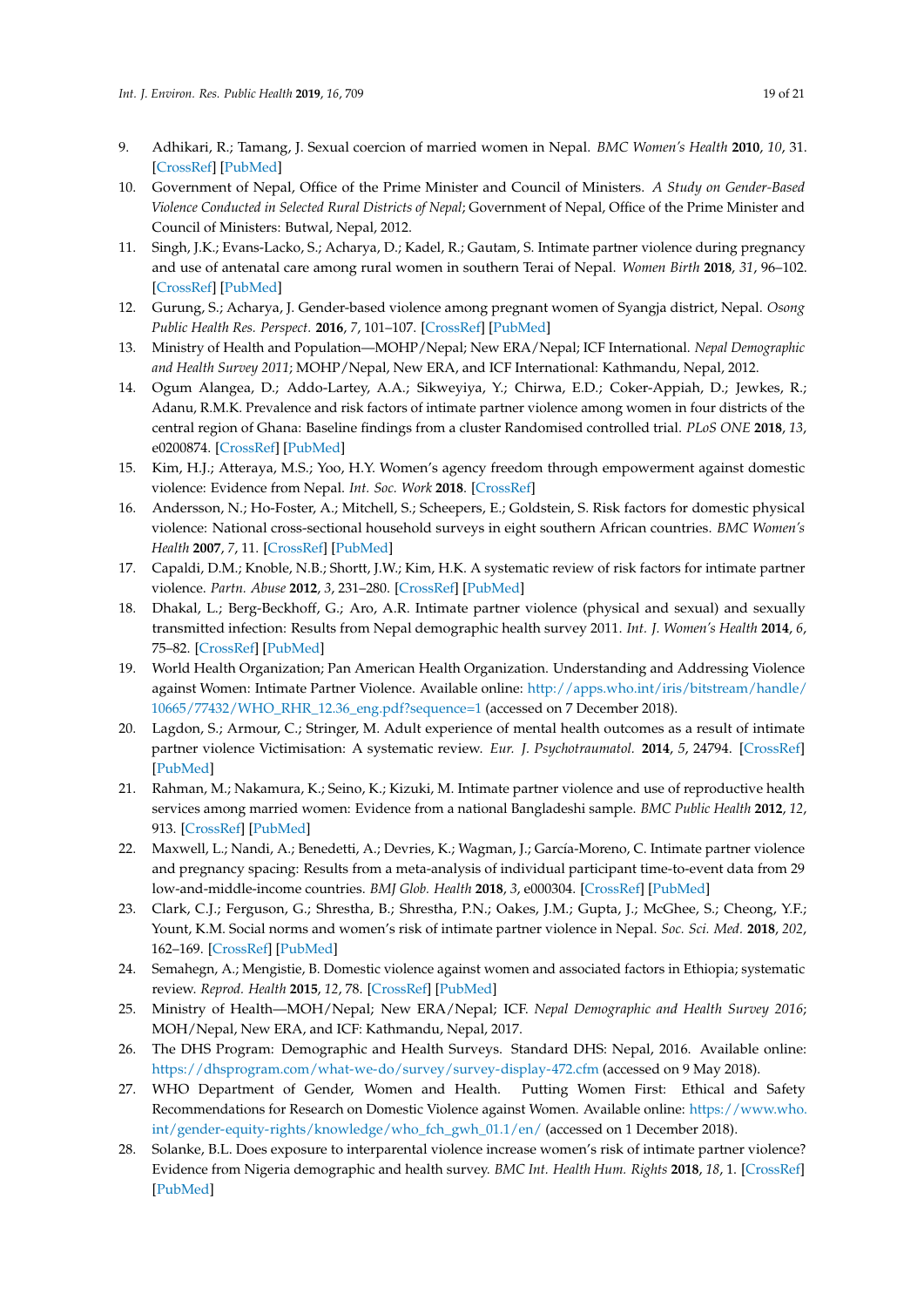9. Adhikari, R.; Tamang, J. Sexual coercion of married women in Nepal. *BMC Women's Health* **2010**, *10*, 31. [CrossRef] [PubMed]
10. Government of Nepal, Office of the Prime Minister and Council of Ministers. *A Study on Gender-Based Violence Conducted in Selected Rural Districts of Nepal*; Government of Nepal, Office of the Prime Minister and Council of Ministers: Butwal, Nepal, 2012.
11. Singh, J.K.; Evans-Lacko, S.; Acharya, D.; Kadel, R.; Gautam, S. Intimate partner violence during pregnancy and use of antenatal care among rural women in southern Terai of Nepal. *Women Birth* **2018**, *31*, 96–102. [CrossRef] [PubMed]
12. Gurung, S.; Acharya, J. Gender-based violence among pregnant women of Syangja district, Nepal. *Osong Public Health Res. Perspect.* **2016**, *7*, 101–107. [CrossRef] [PubMed]
13. Ministry of Health and Population—MOHP/Nepal; New ERA/Nepal; ICF International. *Nepal Demographic and Health Survey 2011*; MOHP/Nepal, New ERA, and ICF International: Kathmandu, Nepal, 2012.
14. Ogum Alangea, D.; Addo-Lartey, A.A.; Sikweyiya, Y.; Chirwa, E.D.; Coker-Appiah, D.; Jewkes, R.; Adanu, R.M.K. Prevalence and risk factors of intimate partner violence among women in four districts of the central region of Ghana: Baseline findings from a cluster Randomised controlled trial. *PLoS ONE* **2018**, *13*, e0200874. [CrossRef] [PubMed]
15. Kim, H.J.; Atteraya, M.S.; Yoo, H.Y. Women's agency freedom through empowerment against domestic violence: Evidence from Nepal. *Int. Soc. Work* **2018**. [CrossRef]
16. Andersson, N.; Ho-Foster, A.; Mitchell, S.; Scheepers, E.; Goldstein, S. Risk factors for domestic physical violence: National cross-sectional household surveys in eight southern African countries. *BMC Women's Health* **2007**, *7*, 11. [CrossRef] [PubMed]
17. Capaldi, D.M.; Knoble, N.B.; Shortt, J.W.; Kim, H.K. A systematic review of risk factors for intimate partner violence. *Partn. Abuse* **2012**, *3*, 231–280. [CrossRef] [PubMed]
18. Dhakal, L.; Berg-Beckhoff, G.; Aro, A.R. Intimate partner violence (physical and sexual) and sexually transmitted infection: Results from Nepal demographic health survey 2011. *Int. J. Women's Health* **2014**, *6*, 75–82. [CrossRef] [PubMed]
19. World Health Organization; Pan American Health Organization. Understanding and Addressing Violence against Women: Intimate Partner Violence. Available online: http://apps.who.int/iris/bitstream/handle/10665/77432/WHO_RHR_12.36_eng.pdf?sequence=1 (accessed on 7 December 2018).
20. Lagdon, S.; Armour, C.; Stringer, M. Adult experience of mental health outcomes as a result of intimate partner violence Victimisation: A systematic review. *Eur. J. Psychotraumatol.* **2014**, *5*, 24794. [CrossRef] [PubMed]
21. Rahman, M.; Nakamura, K.; Seino, K.; Kizuki, M. Intimate partner violence and use of reproductive health services among married women: Evidence from a national Bangladeshi sample. *BMC Public Health* **2012**, *12*, 913. [CrossRef] [PubMed]
22. Maxwell, L.; Nandi, A.; Benedetti, A.; Devries, K.; Wagman, J.; García-Moreno, C. Intimate partner violence and pregnancy spacing: Results from a meta-analysis of individual participant time-to-event data from 29 low-and-middle-income countries. *BMJ Glob. Health* **2018**, *3*, e000304. [CrossRef] [PubMed]
23. Clark, C.J.; Ferguson, G.; Shrestha, B.; Shrestha, P.N.; Oakes, J.M.; Gupta, J.; McGhee, S.; Cheong, Y.F.; Yount, K.M. Social norms and women's risk of intimate partner violence in Nepal. *Soc. Sci. Med.* **2018**, *202*, 162–169. [CrossRef] [PubMed]
24. Semahegn, A.; Mengistie, B. Domestic violence against women and associated factors in Ethiopia; systematic review. *Reprod. Health* **2015**, *12*, 78. [CrossRef] [PubMed]
25. Ministry of Health—MOH/Nepal; New ERA/Nepal; ICF. *Nepal Demographic and Health Survey 2016*; MOH/Nepal, New ERA, and ICF: Kathmandu, Nepal, 2017.
26. The DHS Program: Demographic and Health Surveys. Standard DHS: Nepal, 2016. Available online: https://dhsprogram.com/what-we-do/survey/survey-display-472.cfm (accessed on 9 May 2018).
27. WHO Department of Gender, Women and Health. Putting Women First: Ethical and Safety Recommendations for Research on Domestic Violence against Women. Available online: https://www.who.int/gender-equity-rights/knowledge/who_fch_gwh_01.1/en/ (accessed on 1 December 2018).
28. Solanke, B.L. Does exposure to interparental violence increase women's risk of intimate partner violence? Evidence from Nigeria demographic and health survey. *BMC Int. Health Hum. Rights* **2018**, *18*, 1. [CrossRef] [PubMed]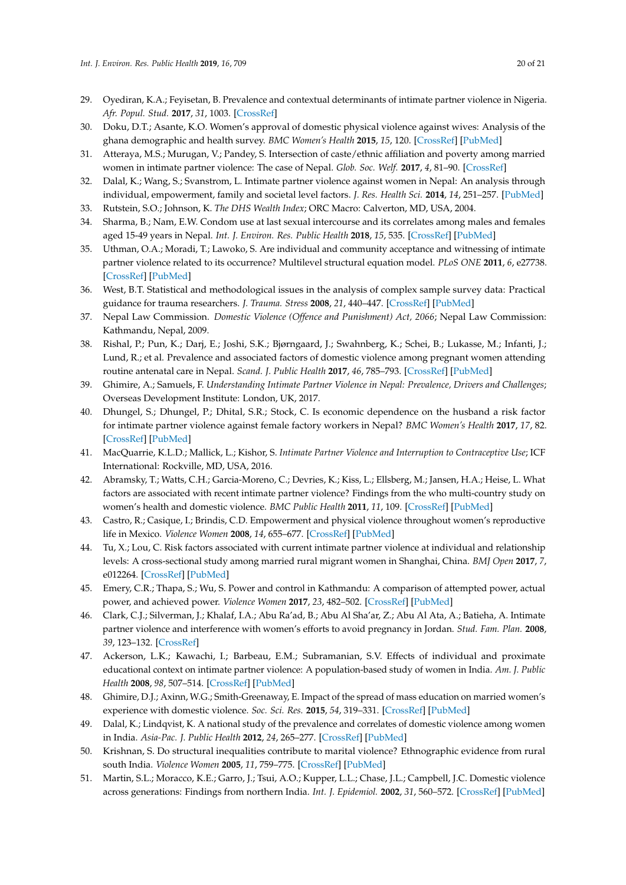29. Oyediran, K.A.; Feyisetan, B. Prevalence and contextual determinants of intimate partner violence in Nigeria. *Afr. Popul. Stud.* **2017**, *31*, 1003. [CrossRef]
30. Doku, D.T.; Asante, K.O. Women's approval of domestic physical violence against wives: Analysis of the ghana demographic and health survey. *BMC Women's Health* **2015**, *15*, 120. [CrossRef] [PubMed]
31. Atteraya, M.S.; Murugan, V.; Pandey, S. Intersection of caste/ethnic affiliation and poverty among married women in intimate partner violence: The case of Nepal. *Glob. Soc. Welf.* **2017**, *4*, 81–90. [CrossRef]
32. Dalal, K.; Wang, S.; Svanstrom, L. Intimate partner violence against women in Nepal: An analysis through individual, empowerment, family and societal level factors. *J. Res. Health Sci.* **2014**, *14*, 251–257. [PubMed]
33. Rutstein, S.O.; Johnson, K. *The DHS Wealth Index*; ORC Macro: Calverton, MD, USA, 2004.
34. Sharma, B.; Nam, E.W. Condom use at last sexual intercourse and its correlates among males and females aged 15-49 years in Nepal. *Int. J. Environ. Res. Public Health* **2018**, *15*, 535. [CrossRef] [PubMed]
35. Uthman, O.A.; Moradi, T.; Lawoko, S. Are individual and community acceptance and witnessing of intimate partner violence related to its occurrence? Multilevel structural equation model. *PLoS ONE* **2011**, *6*, e27738. [CrossRef] [PubMed]
36. West, B.T. Statistical and methodological issues in the analysis of complex sample survey data: Practical guidance for trauma researchers. *J. Trauma. Stress* **2008**, *21*, 440–447. [CrossRef] [PubMed]
37. Nepal Law Commission. *Domestic Violence (Offence and Punishment) Act, 2066*; Nepal Law Commission: Kathmandu, Nepal, 2009.
38. Rishal, P.; Pun, K.; Darj, E.; Joshi, S.K.; Bjørngaard, J.; Swahnberg, K.; Schei, B.; Lukasse, M.; Infanti, J.; Lund, R.; et al. Prevalence and associated factors of domestic violence among pregnant women attending routine antenatal care in Nepal. *Scand. J. Public Health* **2017**, *46*, 785–793. [CrossRef] [PubMed]
39. Ghimire, A.; Samuels, F. *Understanding Intimate Partner Violence in Nepal: Prevalence, Drivers and Challenges*; Overseas Development Institute: London, UK, 2017.
40. Dhungel, S.; Dhungel, P.; Dhital, S.R.; Stock, C. Is economic dependence on the husband a risk factor for intimate partner violence against female factory workers in Nepal? *BMC Women's Health* **2017**, *17*, 82. [CrossRef] [PubMed]
41. MacQuarrie, K.L.D.; Mallick, L.; Kishor, S. *Intimate Partner Violence and Interruption to Contraceptive Use*; ICF International: Rockville, MD, USA, 2016.
42. Abramsky, T.; Watts, C.H.; Garcia-Moreno, C.; Devries, K.; Kiss, L.; Ellsberg, M.; Jansen, H.A.; Heise, L. What factors are associated with recent intimate partner violence? Findings from the who multi-country study on women's health and domestic violence. *BMC Public Health* **2011**, *11*, 109. [CrossRef] [PubMed]
43. Castro, R.; Casique, I.; Brindis, C.D. Empowerment and physical violence throughout women's reproductive life in Mexico. *Violence Women* **2008**, *14*, 655–677. [CrossRef] [PubMed]
44. Tu, X.; Lou, C. Risk factors associated with current intimate partner violence at individual and relationship levels: A cross-sectional study among married rural migrant women in Shanghai, China. *BMJ Open* **2017**, *7*, e012264. [CrossRef] [PubMed]
45. Emery, C.R.; Thapa, S.; Wu, S. Power and control in Kathmandu: A comparison of attempted power, actual power, and achieved power. *Violence Women* **2017**, *23*, 482–502. [CrossRef] [PubMed]
46. Clark, C.J.; Silverman, J.; Khalaf, I.A.; Abu Ra'ad, B.; Abu Al Sha'ar, Z.; Abu Al Ata, A.; Batieha, A. Intimate partner violence and interference with women's efforts to avoid pregnancy in Jordan. *Stud. Fam. Plan.* **2008**, *39*, 123–132. [CrossRef]
47. Ackerson, L.K.; Kawachi, I.; Barbeau, E.M.; Subramanian, S.V. Effects of individual and proximate educational context on intimate partner violence: A population-based study of women in India. *Am. J. Public Health* **2008**, *98*, 507–514. [CrossRef] [PubMed]
48. Ghimire, D.J.; Axinn, W.G.; Smith-Greenaway, E. Impact of the spread of mass education on married women's experience with domestic violence. *Soc. Sci. Res.* **2015**, *54*, 319–331. [CrossRef] [PubMed]
49. Dalal, K.; Lindqvist, K. A national study of the prevalence and correlates of domestic violence among women in India. *Asia-Pac. J. Public Health* **2012**, *24*, 265–277. [CrossRef] [PubMed]
50. Krishnan, S. Do structural inequalities contribute to marital violence? Ethnographic evidence from rural south India. *Violence Women* **2005**, *11*, 759–775. [CrossRef] [PubMed]
51. Martin, S.L.; Moracco, K.E.; Garro, J.; Tsui, A.O.; Kupper, L.L.; Chase, J.L.; Campbell, J.C. Domestic violence across generations: Findings from northern India. *Int. J. Epidemiol.* **2002**, *31*, 560–572. [CrossRef] [PubMed]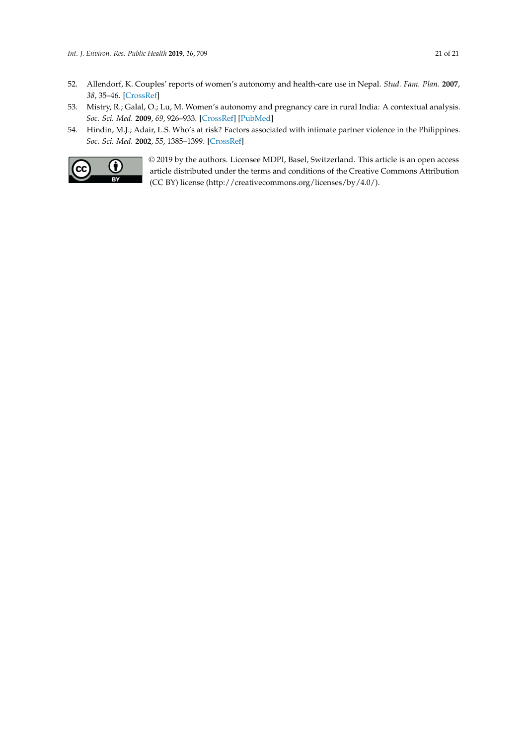52. Allendorf, K. Couples' reports of women's autonomy and health-care use in Nepal. *Stud. Fam. Plan.* **2007**, *38*, 35–46. [CrossRef]
53. Mistry, R.; Galal, O.; Lu, M. Women's autonomy and pregnancy care in rural India: A contextual analysis. *Soc. Sci. Med.* **2009**, *69*, 926–933. [CrossRef] [PubMed]
54. Hindin, M.J.; Adair, L.S. Who's at risk? Factors associated with intimate partner violence in the Philippines. *Soc. Sci. Med.* **2002**, *55*, 1385–1399. [CrossRef]

© 2019 by the authors. Licensee MDPI, Basel, Switzerland. This article is an open access article distributed under the terms and conditions of the Creative Commons Attribution (CC BY) license (http://creativecommons.org/licenses/by/4.0/).